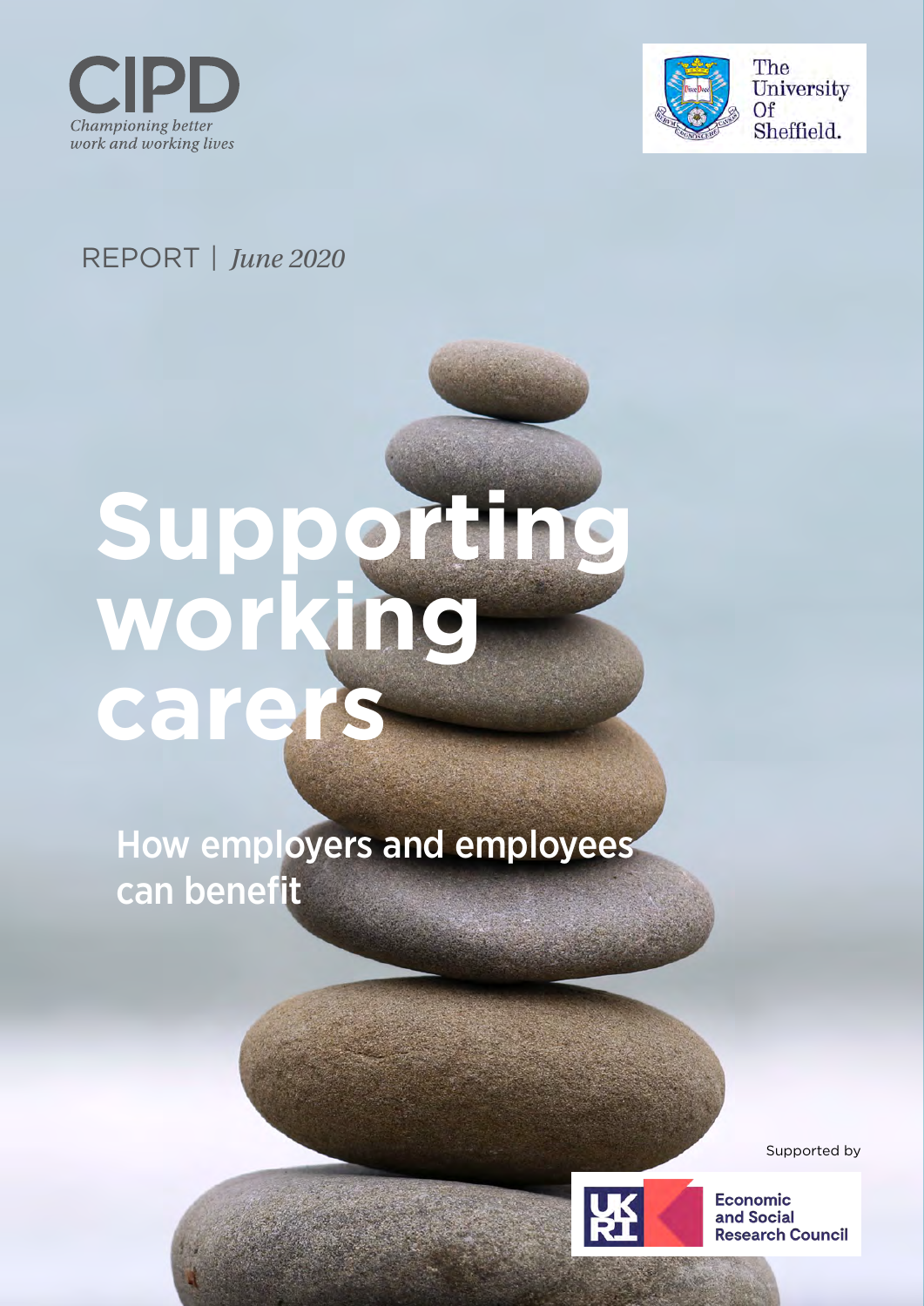CIPD

*Championing better work and working lives*

The University Of Sheffield.

REPORT | *June 2020*

# Supporting working carers

## How employers and employees can benefit

Supported by

Economic and Social Research Council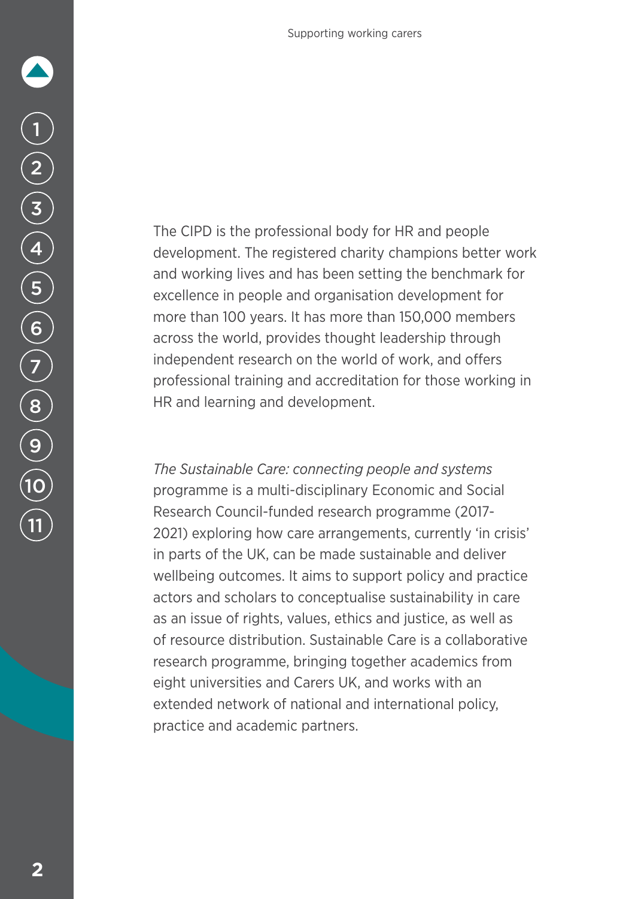The CIPD is the professional body for HR and people development. The registered charity champions better work and working lives and has been setting the benchmark for excellence in people and organisation development for more than 100 years. It has more than 150,000 members across the world, provides thought leadership through independent research on the world of work, and offers professional training and accreditation for those working in HR and learning and development.

*The Sustainable Care: connecting people and systems* programme is a multi-disciplinary Economic and Social Research Council-funded research programme (2017-2021) exploring how care arrangements, currently 'in crisis' in parts of the UK, can be made sustainable and deliver wellbeing outcomes. It aims to support policy and practice actors and scholars to conceptualise sustainability in care as an issue of rights, values, ethics and justice, as well as of resource distribution. Sustainable Care is a collaborative research programme, bringing together academics from eight universities and Carers UK, and works with an extended network of national and international policy, practice and academic partners.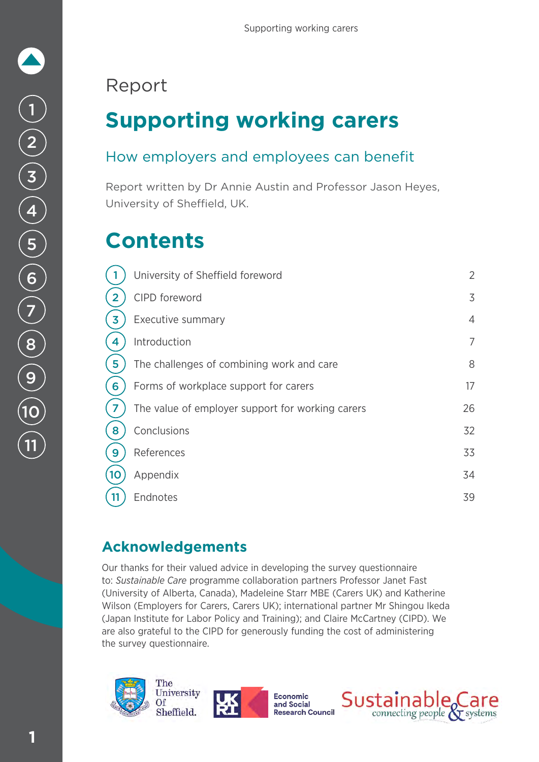Report

# Supporting working carers

## How employers and employees can benefit

Report written by Dr Annie Austin and Professor Jason Heyes, University of Sheffield, UK.

# Contents

| | | |
|---|---|---|
| 1 | University of Sheffield foreword | 2 |
| 2 | CIPD foreword | 3 |
| 3 | Executive summary | 4 |
| 4 | Introduction | 7 |
| 5 | The challenges of combining work and care | 8 |
| 6 | Forms of workplace support for carers | 17 |
| 7 | The value of employer support for working carers | 26 |
| 8 | Conclusions | 32 |
| 9 | References | 33 |
| 10 | Appendix | 34 |
| 11 | Endnotes | 39 |

## Acknowledgements

Our thanks for their valued advice in developing the survey questionnaire to: *Sustainable Care* programme collaboration partners Professor Janet Fast (University of Alberta, Canada), Madeleine Starr MBE (Carers UK) and Katherine Wilson (Employers for Carers, Carers UK); international partner Mr Shingou Ikeda (Japan Institute for Labor Policy and Training); and Claire McCartney (CIPD). We are also grateful to the CIPD for generously funding the cost of administering the survey questionnaire.

The University Of Sheffield.

UKRI Economic and Social Research Council

Sustainable Care connecting people & systems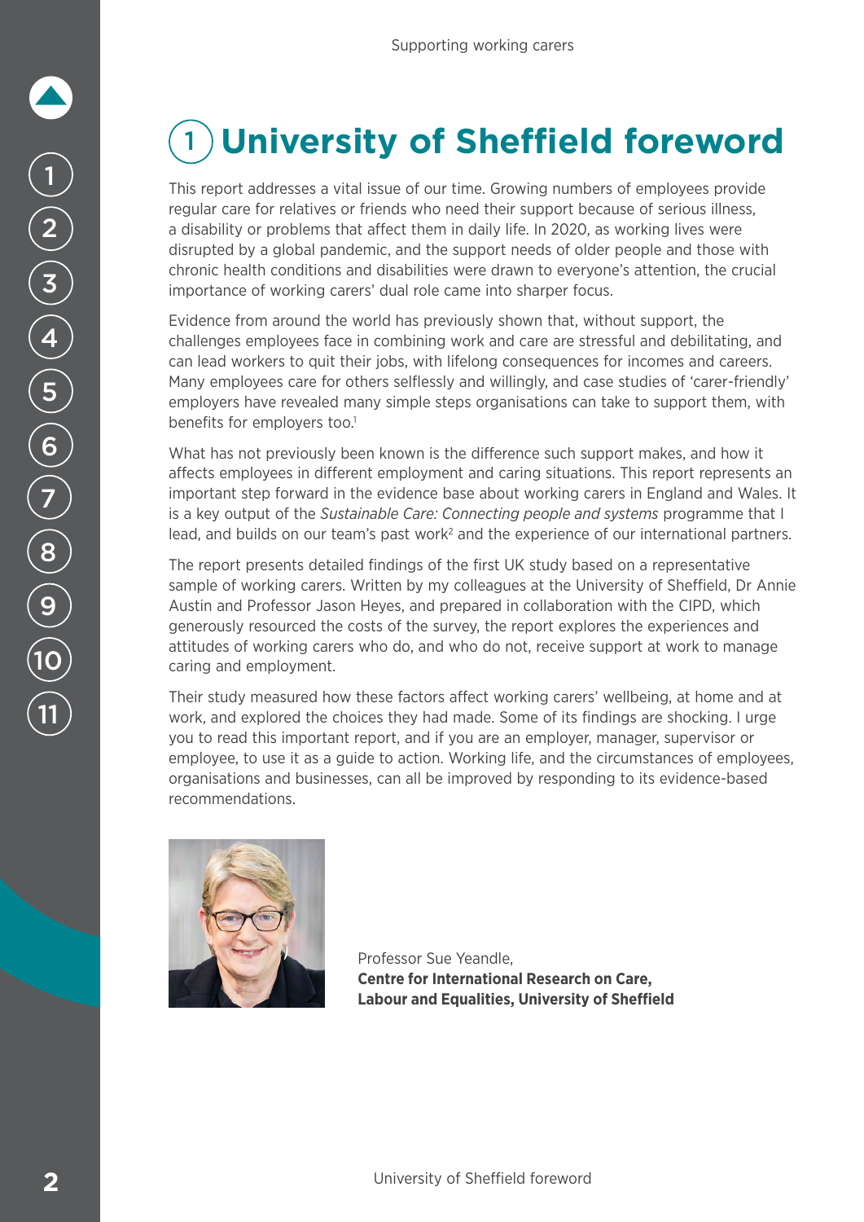# 1 University of Sheffield foreword

This report addresses a vital issue of our time. Growing numbers of employees provide regular care for relatives or friends who need their support because of serious illness, a disability or problems that affect them in daily life. In 2020, as working lives were disrupted by a global pandemic, and the support needs of older people and those with chronic health conditions and disabilities were drawn to everyone's attention, the crucial importance of working carers' dual role came into sharper focus.

Evidence from around the world has previously shown that, without support, the challenges employees face in combining work and care are stressful and debilitating, and can lead workers to quit their jobs, with lifelong consequences for incomes and careers. Many employees care for others selflessly and willingly, and case studies of 'carer-friendly' employers have revealed many simple steps organisations can take to support them, with benefits for employers too.[1]

What has not previously been known is the difference such support makes, and how it affects employees in different employment and caring situations. This report represents an important step forward in the evidence base about working carers in England and Wales. It is a key output of the *Sustainable Care: Connecting people and systems* programme that I lead, and builds on our team's past work[2] and the experience of our international partners.

The report presents detailed findings of the first UK study based on a representative sample of working carers. Written by my colleagues at the University of Sheffield, Dr Annie Austin and Professor Jason Heyes, and prepared in collaboration with the CIPD, which generously resourced the costs of the survey, the report explores the experiences and attitudes of working carers who do, and who do not, receive support at work to manage caring and employment.

Their study measured how these factors affect working carers' wellbeing, at home and at work, and explored the choices they had made. Some of its findings are shocking. I urge you to read this important report, and if you are an employer, manager, supervisor or employee, to use it as a guide to action. Working life, and the circumstances of employees, organisations and businesses, can all be improved by responding to its evidence-based recommendations.

Professor Sue Yeandle,
**Centre for International Research on Care, Labour and Equalities, University of Sheffield**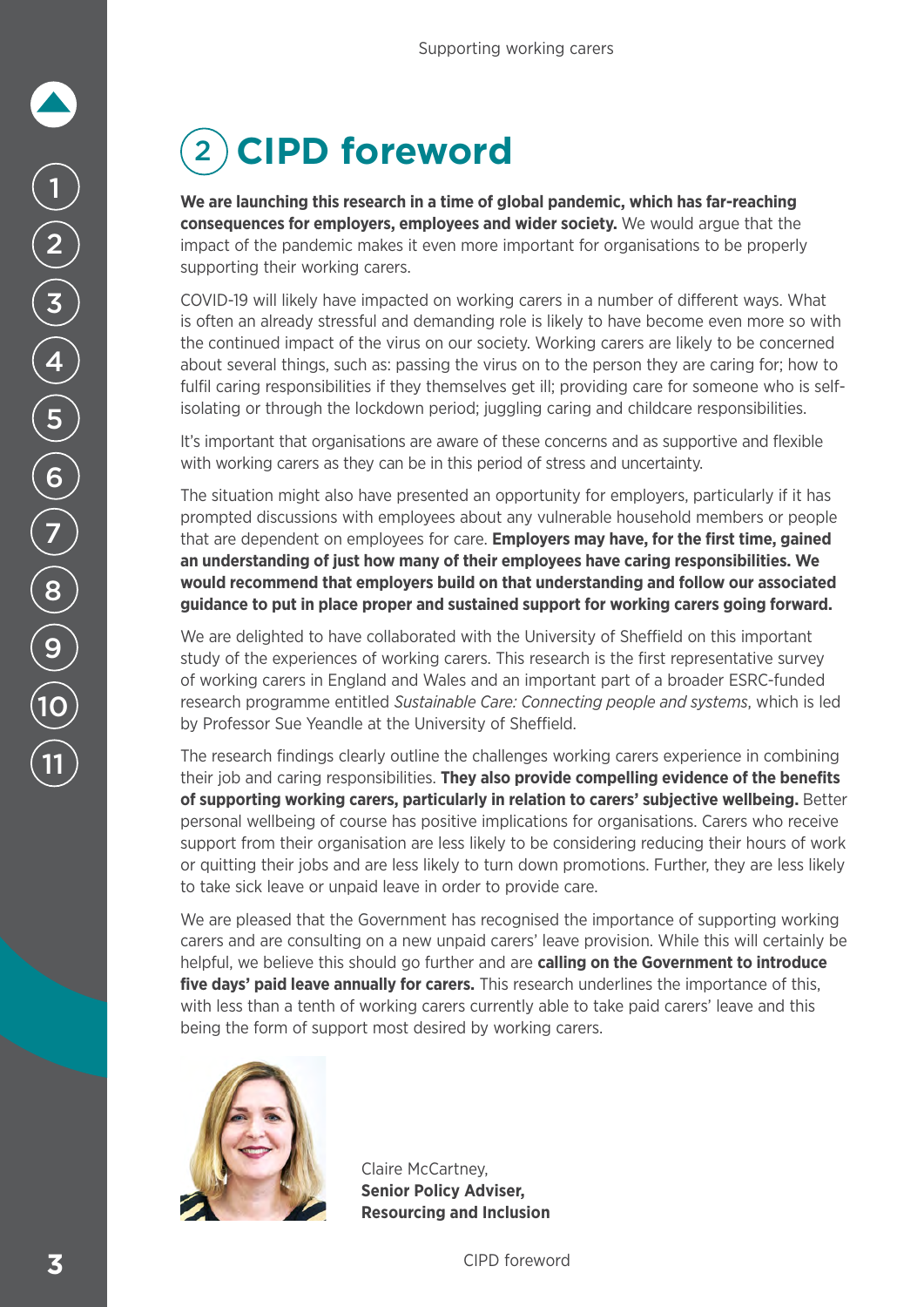# 2 CIPD foreword

**We are launching this research in a time of global pandemic, which has far-reaching consequences for employers, employees and wider society.** We would argue that the impact of the pandemic makes it even more important for organisations to be properly supporting their working carers.

COVID-19 will likely have impacted on working carers in a number of different ways. What is often an already stressful and demanding role is likely to have become even more so with the continued impact of the virus on our society. Working carers are likely to be concerned about several things, such as: passing the virus on to the person they are caring for; how to fulfil caring responsibilities if they themselves get ill; providing care for someone who is self-isolating or through the lockdown period; juggling caring and childcare responsibilities.

It's important that organisations are aware of these concerns and as supportive and flexible with working carers as they can be in this period of stress and uncertainty.

The situation might also have presented an opportunity for employers, particularly if it has prompted discussions with employees about any vulnerable household members or people that are dependent on employees for care. **Employers may have, for the first time, gained an understanding of just how many of their employees have caring responsibilities. We would recommend that employers build on that understanding and follow our associated guidance to put in place proper and sustained support for working carers going forward.**

We are delighted to have collaborated with the University of Sheffield on this important study of the experiences of working carers. This research is the first representative survey of working carers in England and Wales and an important part of a broader ESRC-funded research programme entitled *Sustainable Care: Connecting people and systems*, which is led by Professor Sue Yeandle at the University of Sheffield.

The research findings clearly outline the challenges working carers experience in combining their job and caring responsibilities. **They also provide compelling evidence of the benefits of supporting working carers, particularly in relation to carers' subjective wellbeing.** Better personal wellbeing of course has positive implications for organisations. Carers who receive support from their organisation are less likely to be considering reducing their hours of work or quitting their jobs and are less likely to turn down promotions. Further, they are less likely to take sick leave or unpaid leave in order to provide care.

We are pleased that the Government has recognised the importance of supporting working carers and are consulting on a new unpaid carers' leave provision. While this will certainly be helpful, we believe this should go further and are **calling on the Government to introduce five days' paid leave annually for carers.** This research underlines the importance of this, with less than a tenth of working carers currently able to take paid carers' leave and this being the form of support most desired by working carers.

Claire McCartney,
**Senior Policy Adviser,**
**Resourcing and Inclusion**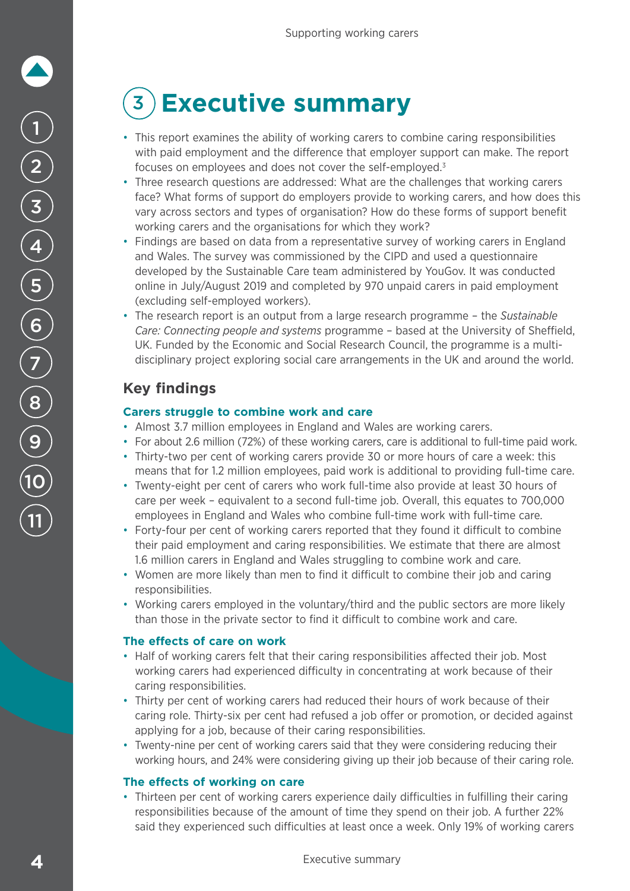# 3 Executive summary

- This report examines the ability of working carers to combine caring responsibilities with paid employment and the difference that employer support can make. The report focuses on employees and does not cover the self-employed.[3]
- Three research questions are addressed: What are the challenges that working carers face? What forms of support do employers provide to working carers, and how does this vary across sectors and types of organisation? How do these forms of support benefit working carers and the organisations for which they work?
- Findings are based on data from a representative survey of working carers in England and Wales. The survey was commissioned by the CIPD and used a questionnaire developed by the Sustainable Care team administered by YouGov. It was conducted online in July/August 2019 and completed by 970 unpaid carers in paid employment (excluding self-employed workers).
- The research report is an output from a large research programme – the *Sustainable Care: Connecting people and systems* programme – based at the University of Sheffield, UK. Funded by the Economic and Social Research Council, the programme is a multi-disciplinary project exploring social care arrangements in the UK and around the world.

## Key findings

### Carers struggle to combine work and care

- Almost 3.7 million employees in England and Wales are working carers.
- For about 2.6 million (72%) of these working carers, care is additional to full-time paid work.
- Thirty-two per cent of working carers provide 30 or more hours of care a week: this means that for 1.2 million employees, paid work is additional to providing full-time care.
- Twenty-eight per cent of carers who work full-time also provide at least 30 hours of care per week – equivalent to a second full-time job. Overall, this equates to 700,000 employees in England and Wales who combine full-time work with full-time care.
- Forty-four per cent of working carers reported that they found it difficult to combine their paid employment and caring responsibilities. We estimate that there are almost 1.6 million carers in England and Wales struggling to combine work and care.
- Women are more likely than men to find it difficult to combine their job and caring responsibilities.
- Working carers employed in the voluntary/third and the public sectors are more likely than those in the private sector to find it difficult to combine work and care.

### The effects of care on work

- Half of working carers felt that their caring responsibilities affected their job. Most working carers had experienced difficulty in concentrating at work because of their caring responsibilities.
- Thirty per cent of working carers had reduced their hours of work because of their caring role. Thirty-six per cent had refused a job offer or promotion, or decided against applying for a job, because of their caring responsibilities.
- Twenty-nine per cent of working carers said that they were considering reducing their working hours, and 24% were considering giving up their job because of their caring role.

### The effects of working on care

- Thirteen per cent of working carers experience daily difficulties in fulfilling their caring responsibilities because of the amount of time they spend on their job. A further 22% said they experienced such difficulties at least once a week. Only 19% of working carers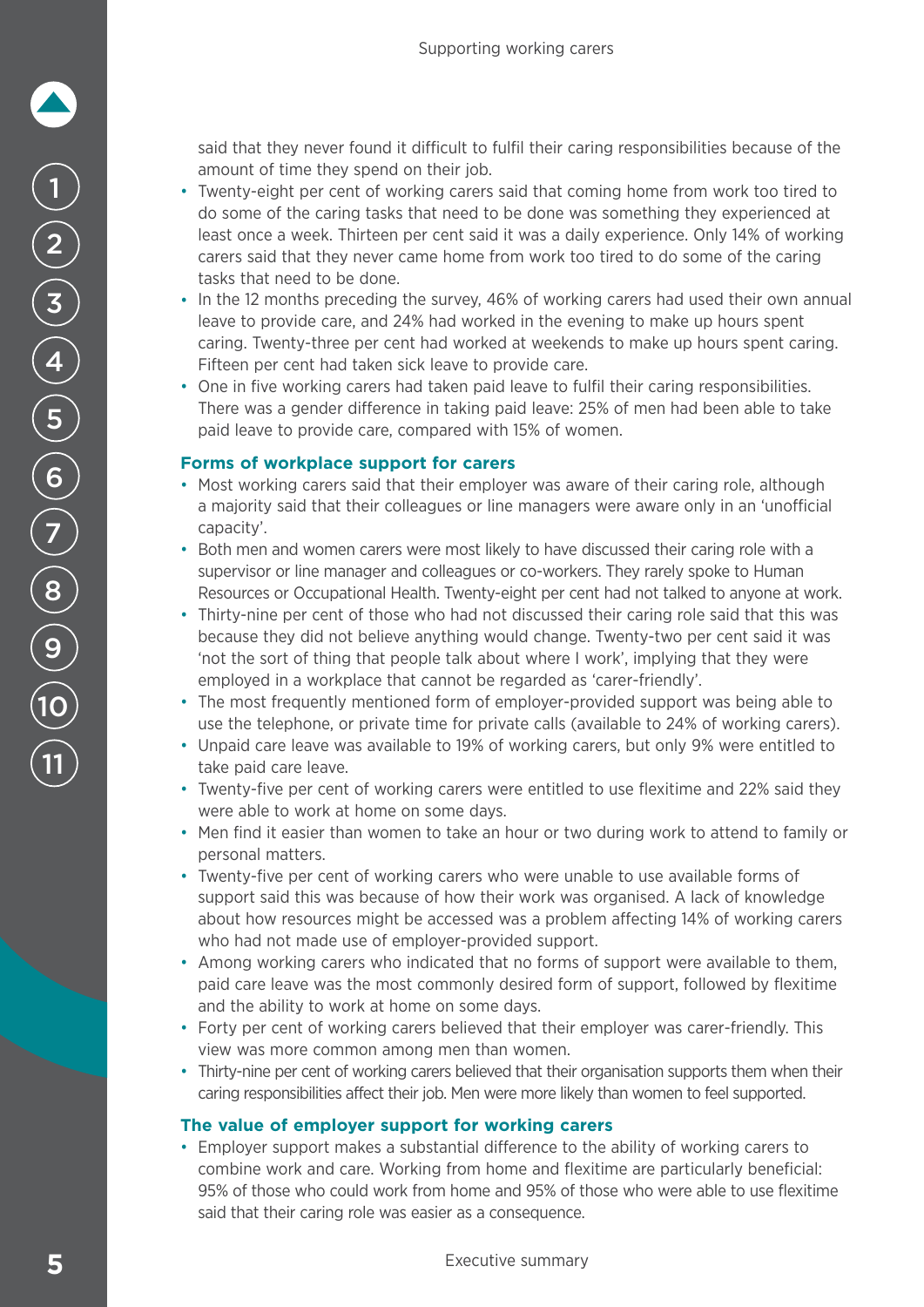said that they never found it difficult to fulfil their caring responsibilities because of the amount of time they spend on their job.

- Twenty-eight per cent of working carers said that coming home from work too tired to do some of the caring tasks that need to be done was something they experienced at least once a week. Thirteen per cent said it was a daily experience. Only 14% of working carers said that they never came home from work too tired to do some of the caring tasks that need to be done.
- In the 12 months preceding the survey, 46% of working carers had used their own annual leave to provide care, and 24% had worked in the evening to make up hours spent caring. Twenty-three per cent had worked at weekends to make up hours spent caring. Fifteen per cent had taken sick leave to provide care.
- One in five working carers had taken paid leave to fulfil their caring responsibilities. There was a gender difference in taking paid leave: 25% of men had been able to take paid leave to provide care, compared with 15% of women.

### Forms of workplace support for carers

- Most working carers said that their employer was aware of their caring role, although a majority said that their colleagues or line managers were aware only in an 'unofficial capacity'.
- Both men and women carers were most likely to have discussed their caring role with a supervisor or line manager and colleagues or co-workers. They rarely spoke to Human Resources or Occupational Health. Twenty-eight per cent had not talked to anyone at work.
- Thirty-nine per cent of those who had not discussed their caring role said that this was because they did not believe anything would change. Twenty-two per cent said it was 'not the sort of thing that people talk about where I work', implying that they were employed in a workplace that cannot be regarded as 'carer-friendly'.
- The most frequently mentioned form of employer-provided support was being able to use the telephone, or private time for private calls (available to 24% of working carers).
- Unpaid care leave was available to 19% of working carers, but only 9% were entitled to take paid care leave.
- Twenty-five per cent of working carers were entitled to use flexitime and 22% said they were able to work at home on some days.
- Men find it easier than women to take an hour or two during work to attend to family or personal matters.
- Twenty-five per cent of working carers who were unable to use available forms of support said this was because of how their work was organised. A lack of knowledge about how resources might be accessed was a problem affecting 14% of working carers who had not made use of employer-provided support.
- Among working carers who indicated that no forms of support were available to them, paid care leave was the most commonly desired form of support, followed by flexitime and the ability to work at home on some days.
- Forty per cent of working carers believed that their employer was carer-friendly. This view was more common among men than women.
- Thirty-nine per cent of working carers believed that their organisation supports them when their caring responsibilities affect their job. Men were more likely than women to feel supported.

### The value of employer support for working carers

- Employer support makes a substantial difference to the ability of working carers to combine work and care. Working from home and flexitime are particularly beneficial: 95% of those who could work from home and 95% of those who were able to use flexitime said that their caring role was easier as a consequence.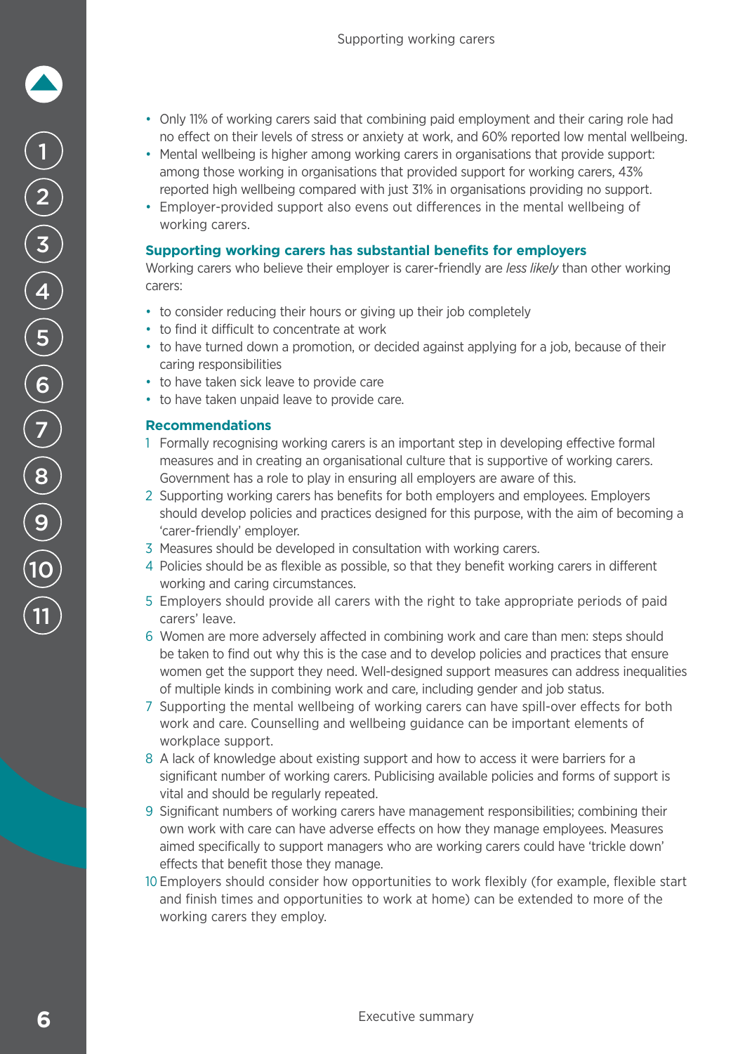- Only 11% of working carers said that combining paid employment and their caring role had no effect on their levels of stress or anxiety at work, and 60% reported low mental wellbeing.
- Mental wellbeing is higher among working carers in organisations that provide support: among those working in organisations that provided support for working carers, 43% reported high wellbeing compared with just 31% in organisations providing no support.
- Employer-provided support also evens out differences in the mental wellbeing of working carers.

### Supporting working carers has substantial benefits for employers

Working carers who believe their employer is carer-friendly are *less likely* than other working carers:

- to consider reducing their hours or giving up their job completely
- to find it difficult to concentrate at work
- to have turned down a promotion, or decided against applying for a job, because of their caring responsibilities
- to have taken sick leave to provide care
- to have taken unpaid leave to provide care.

### Recommendations

1. Formally recognising working carers is an important step in developing effective formal measures and in creating an organisational culture that is supportive of working carers. Government has a role to play in ensuring all employers are aware of this.
2. Supporting working carers has benefits for both employers and employees. Employers should develop policies and practices designed for this purpose, with the aim of becoming a 'carer-friendly' employer.
3. Measures should be developed in consultation with working carers.
4. Policies should be as flexible as possible, so that they benefit working carers in different working and caring circumstances.
5. Employers should provide all carers with the right to take appropriate periods of paid carers' leave.
6. Women are more adversely affected in combining work and care than men: steps should be taken to find out why this is the case and to develop policies and practices that ensure women get the support they need. Well-designed support measures can address inequalities of multiple kinds in combining work and care, including gender and job status.
7. Supporting the mental wellbeing of working carers can have spill-over effects for both work and care. Counselling and wellbeing guidance can be important elements of workplace support.
8. A lack of knowledge about existing support and how to access it were barriers for a significant number of working carers. Publicising available policies and forms of support is vital and should be regularly repeated.
9. Significant numbers of working carers have management responsibilities; combining their own work with care can have adverse effects on how they manage employees. Measures aimed specifically to support managers who are working carers could have 'trickle down' effects that benefit those they manage.
10. Employers should consider how opportunities to work flexibly (for example, flexible start and finish times and opportunities to work at home) can be extended to more of the working carers they employ.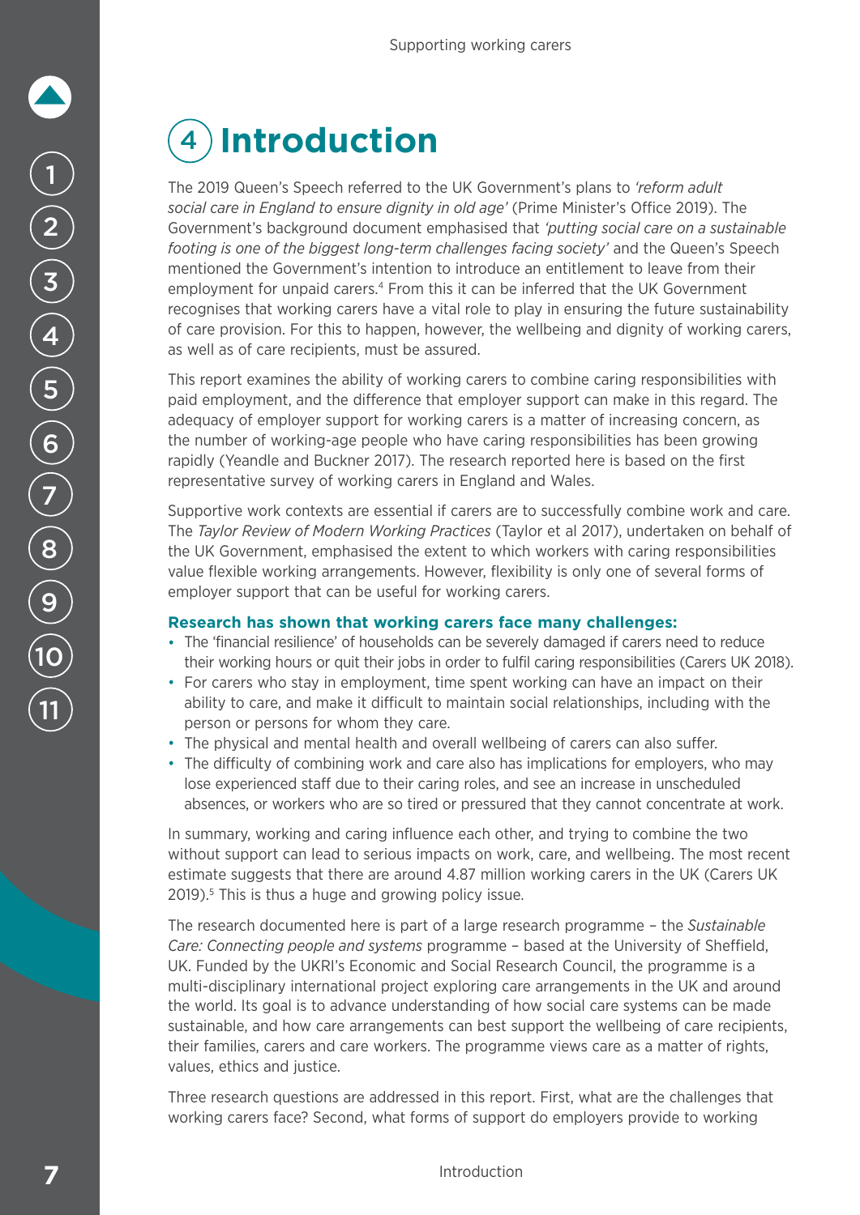# 4 Introduction

The 2019 Queen's Speech referred to the UK Government's plans to *'reform adult social care in England to ensure dignity in old age'* (Prime Minister's Office 2019). The Government's background document emphasised that *'putting social care on a sustainable footing is one of the biggest long-term challenges facing society'* and the Queen's Speech mentioned the Government's intention to introduce an entitlement to leave from their employment for unpaid carers.[4] From this it can be inferred that the UK Government recognises that working carers have a vital role to play in ensuring the future sustainability of care provision. For this to happen, however, the wellbeing and dignity of working carers, as well as of care recipients, must be assured.

This report examines the ability of working carers to combine caring responsibilities with paid employment, and the difference that employer support can make in this regard. The adequacy of employer support for working carers is a matter of increasing concern, as the number of working-age people who have caring responsibilities has been growing rapidly (Yeandle and Buckner 2017). The research reported here is based on the first representative survey of working carers in England and Wales.

Supportive work contexts are essential if carers are to successfully combine work and care. The *Taylor Review of Modern Working Practices* (Taylor et al 2017), undertaken on behalf of the UK Government, emphasised the extent to which workers with caring responsibilities value flexible working arrangements. However, flexibility is only one of several forms of employer support that can be useful for working carers.

**Research has shown that working carers face many challenges:**

- The 'financial resilience' of households can be severely damaged if carers need to reduce their working hours or quit their jobs in order to fulfil caring responsibilities (Carers UK 2018).
- For carers who stay in employment, time spent working can have an impact on their ability to care, and make it difficult to maintain social relationships, including with the person or persons for whom they care.
- The physical and mental health and overall wellbeing of carers can also suffer.
- The difficulty of combining work and care also has implications for employers, who may lose experienced staff due to their caring roles, and see an increase in unscheduled absences, or workers who are so tired or pressured that they cannot concentrate at work.

In summary, working and caring influence each other, and trying to combine the two without support can lead to serious impacts on work, care, and wellbeing. The most recent estimate suggests that there are around 4.87 million working carers in the UK (Carers UK 2019).[5] This is thus a huge and growing policy issue.

The research documented here is part of a large research programme – the *Sustainable Care: Connecting people and systems* programme – based at the University of Sheffield, UK. Funded by the UKRI's Economic and Social Research Council, the programme is a multi-disciplinary international project exploring care arrangements in the UK and around the world. Its goal is to advance understanding of how social care systems can be made sustainable, and how care arrangements can best support the wellbeing of care recipients, their families, carers and care workers. The programme views care as a matter of rights, values, ethics and justice.

Three research questions are addressed in this report. First, what are the challenges that working carers face? Second, what forms of support do employers provide to working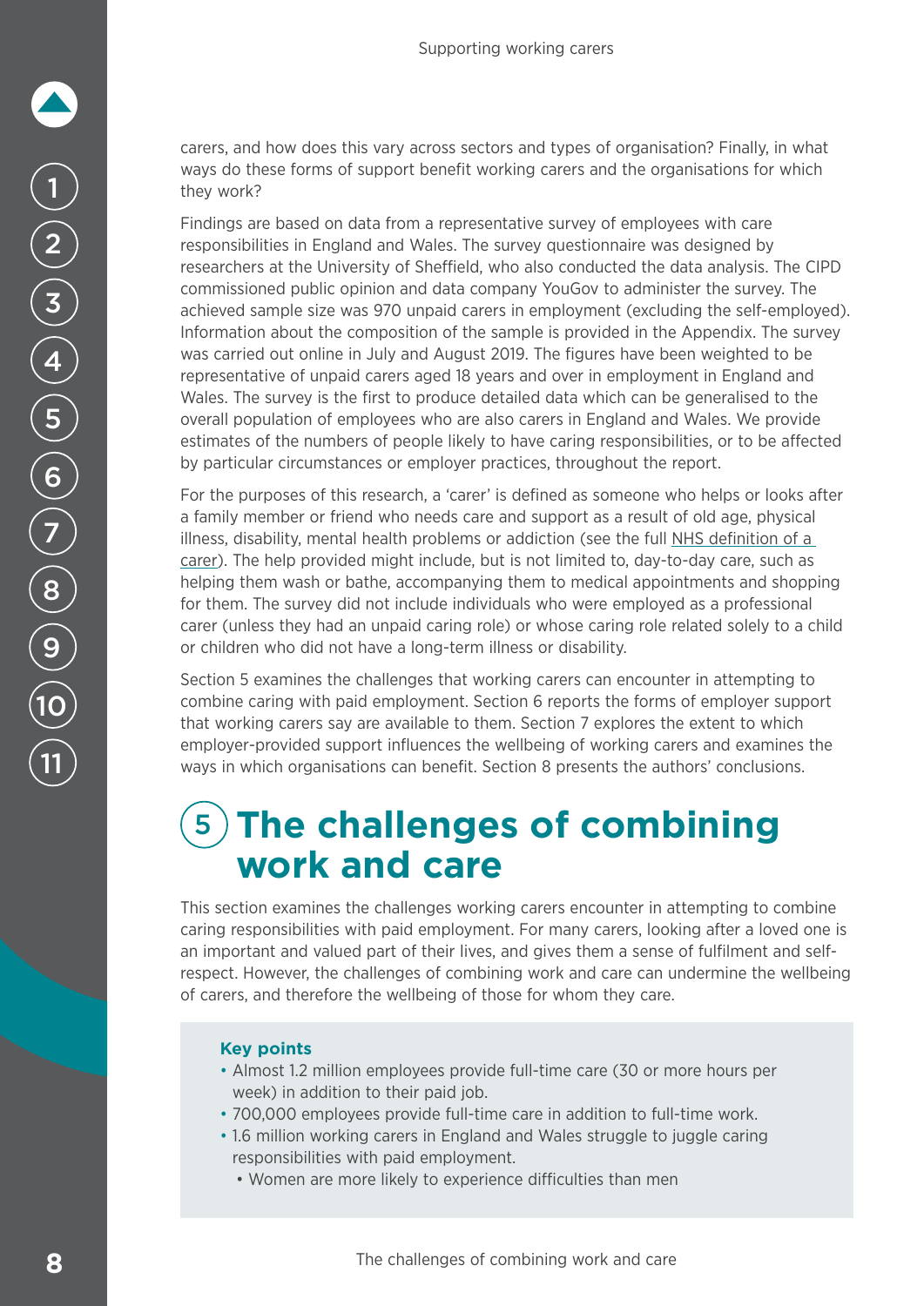carers, and how does this vary across sectors and types of organisation? Finally, in what ways do these forms of support benefit working carers and the organisations for which they work?

Findings are based on data from a representative survey of employees with care responsibilities in England and Wales. The survey questionnaire was designed by researchers at the University of Sheffield, who also conducted the data analysis. The CIPD commissioned public opinion and data company YouGov to administer the survey. The achieved sample size was 970 unpaid carers in employment (excluding the self-employed). Information about the composition of the sample is provided in the Appendix. The survey was carried out online in July and August 2019. The figures have been weighted to be representative of unpaid carers aged 18 years and over in employment in England and Wales. The survey is the first to produce detailed data which can be generalised to the overall population of employees who are also carers in England and Wales. We provide estimates of the numbers of people likely to have caring responsibilities, or to be affected by particular circumstances or employer practices, throughout the report.

For the purposes of this research, a 'carer' is defined as someone who helps or looks after a family member or friend who needs care and support as a result of old age, physical illness, disability, mental health problems or addiction (see the full NHS definition of a carer). The help provided might include, but is not limited to, day-to-day care, such as helping them wash or bathe, accompanying them to medical appointments and shopping for them. The survey did not include individuals who were employed as a professional carer (unless they had an unpaid caring role) or whose caring role related solely to a child or children who did not have a long-term illness or disability.

Section 5 examines the challenges that working carers can encounter in attempting to combine caring with paid employment. Section 6 reports the forms of employer support that working carers say are available to them. Section 7 explores the extent to which employer-provided support influences the wellbeing of working carers and examines the ways in which organisations can benefit. Section 8 presents the authors' conclusions.

# 5 The challenges of combining work and care

This section examines the challenges working carers encounter in attempting to combine caring responsibilities with paid employment. For many carers, looking after a loved one is an important and valued part of their lives, and gives them a sense of fulfilment and self-respect. However, the challenges of combining work and care can undermine the wellbeing of carers, and therefore the wellbeing of those for whom they care.

**Key points**

- Almost 1.2 million employees provide full-time care (30 or more hours per week) in addition to their paid job.
- 700,000 employees provide full-time care in addition to full-time work.
- 1.6 million working carers in England and Wales struggle to juggle caring responsibilities with paid employment.
  - Women are more likely to experience difficulties than men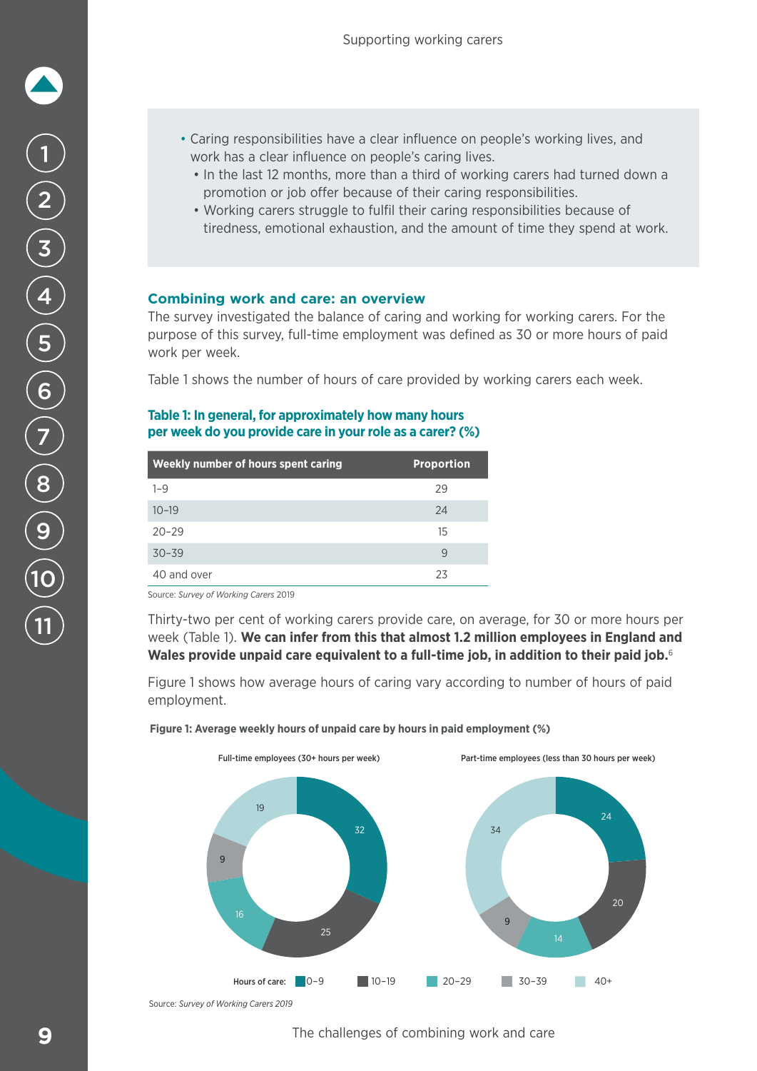- Caring responsibilities have a clear influence on people's working lives, and work has a clear influence on people's caring lives.
  - In the last 12 months, more than a third of working carers had turned down a promotion or job offer because of their caring responsibilities.
  - Working carers struggle to fulfil their caring responsibilities because of tiredness, emotional exhaustion, and the amount of time they spend at work.

### Combining work and care: an overview

The survey investigated the balance of caring and working for working carers. For the purpose of this survey, full-time employment was defined as 30 or more hours of paid work per week.

Table 1 shows the number of hours of care provided by working carers each week.

**Table 1: In general, for approximately how many hours per week do you provide care in your role as a carer? (%)**

| Weekly number of hours spent caring | Proportion |
|---|---|
| 1–9 | 29 |
| 10–19 | 24 |
| 20–29 | 15 |
| 30–39 | 9 |
| 40 and over | 23 |

Source: *Survey of Working Carers* 2019

Thirty-two per cent of working carers provide care, on average, for 30 or more hours per week (Table 1). **We can infer from this that almost 1.2 million employees in England and Wales provide unpaid care equivalent to a full-time job, in addition to their paid job.**[6]

Figure 1 shows how average hours of caring vary according to number of hours of paid employment.

**Figure 1: Average weekly hours of unpaid care by hours in paid employment (%)**

| Hours of care | Full-time employees (30+ hours per week) | Part-time employees (less than 30 hours per week) |
|---|---|---|
| 0–9 | 32 | 24 |
| 10–19 | 25 | 20 |
| 20–29 | 16 | 14 |
| 30–39 | 9 | 9 |
| 40+ | 19 | 34 |

Source: *Survey of Working Carers 2019*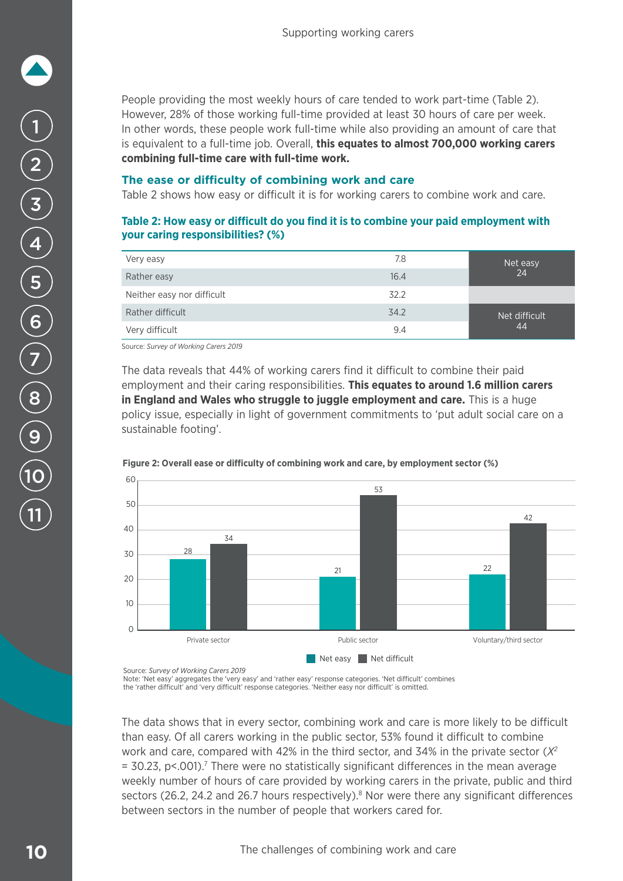People providing the most weekly hours of care tended to work part-time (Table 2). However, 28% of those working full-time provided at least 30 hours of care per week. In other words, these people work full-time while also providing an amount of care that is equivalent to a full-time job. Overall, **this equates to almost 700,000 working carers combining full-time care with full-time work.**

### The ease or difficulty of combining work and care

Table 2 shows how easy or difficult it is for working carers to combine work and care.

**Table 2: How easy or difficult do you find it is to combine your paid employment with your caring responsibilities? (%)**

| | | |
|---|---|---|
| Very easy | 7.8 | Net easy 24 |
| Rather easy | 16.4 | |
| Neither easy nor difficult | 32.2 | |
| Rather difficult | 34.2 | Net difficult 44 |
| Very difficult | 9.4 | |

Source: *Survey of Working Carers 2019*

The data reveals that 44% of working carers find it difficult to combine their paid employment and their caring responsibilities. **This equates to around 1.6 million carers in England and Wales who struggle to juggle employment and care.** This is a huge policy issue, especially in light of government commitments to 'put adult social care on a sustainable footing'.

**Figure 2: Overall ease or difficulty of combining work and care, by employment sector (%)**

| | Net easy | Net difficult |
|---|---|---|
| Private sector | 28 | 34 |
| Public sector | 21 | 53 |
| Voluntary/third sector | 22 | 42 |

Source: *Survey of Working Carers 2019*
Note: 'Net easy' aggregates the 'very easy' and 'rather easy' response categories. 'Net difficult' combines the 'rather difficult' and 'very difficult' response categories. 'Neither easy nor difficult' is omitted.

The data shows that in every sector, combining work and care is more likely to be difficult than easy. Of all carers working in the public sector, 53% found it difficult to combine work and care, compared with 42% in the third sector, and 34% in the private sector ($X^2 = 30.23$, $p<.001$).[7] There were no statistically significant differences in the mean average weekly number of hours of care provided by working carers in the private, public and third sectors (26.2, 24.2 and 26.7 hours respectively).[8] Nor were there any significant differences between sectors in the number of people that workers cared for.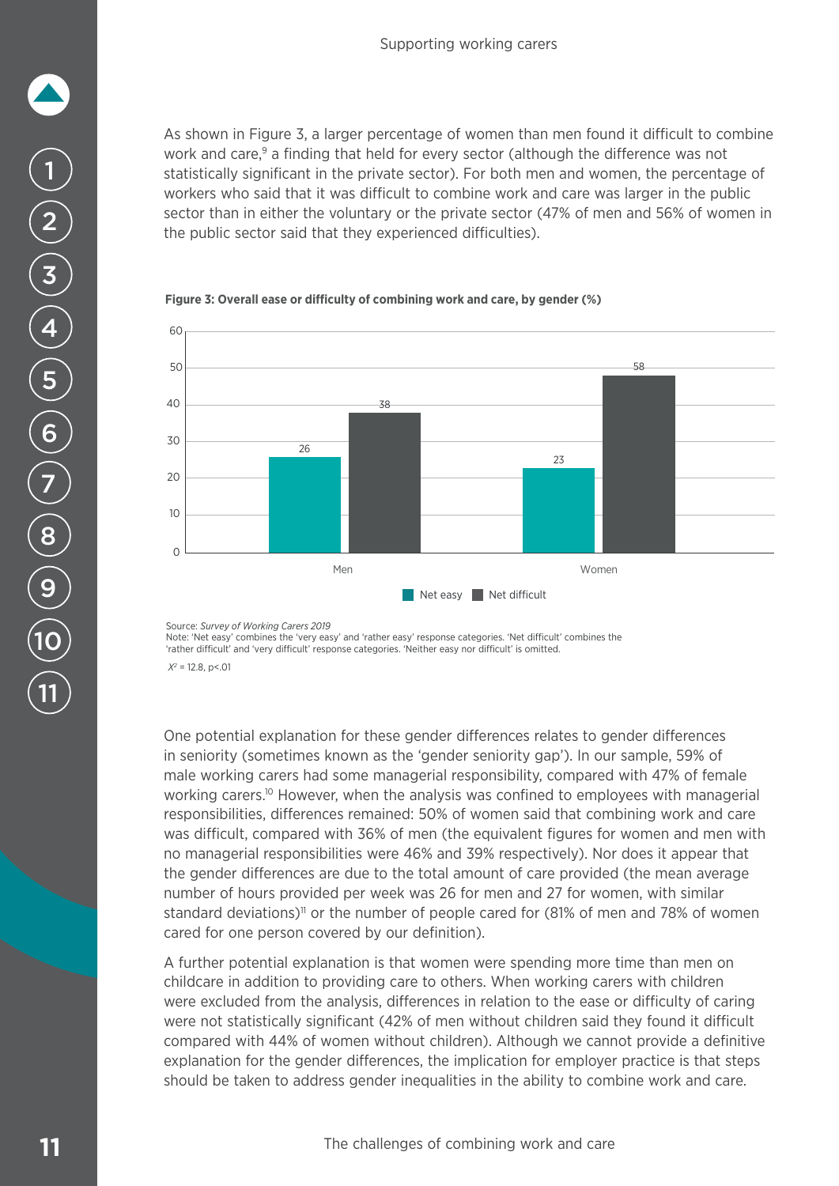As shown in Figure 3, a larger percentage of women than men found it difficult to combine work and care,[9] a finding that held for every sector (although the difference was not statistically significant in the private sector). For both men and women, the percentage of workers who said that it was difficult to combine work and care was larger in the public sector than in either the voluntary or the private sector (47% of men and 56% of women in the public sector said that they experienced difficulties).

**Figure 3: Overall ease or difficulty of combining work and care, by gender (%)**

| | Net easy | Net difficult |
|---|---|---|
| Men | 26 | 38 |
| Women | 23 | 58 |

Source: *Survey of Working Carers 2019*
Note: 'Net easy' combines the 'very easy' and 'rather easy' response categories. 'Net difficult' combines the 'rather difficult' and 'very difficult' response categories. 'Neither easy nor difficult' is omitted.
$X^2 = 12.8$, $p<.01$

One potential explanation for these gender differences relates to gender differences in seniority (sometimes known as the 'gender seniority gap'). In our sample, 59% of male working carers had some managerial responsibility, compared with 47% of female working carers.[10] However, when the analysis was confined to employees with managerial responsibilities, differences remained: 50% of women said that combining work and care was difficult, compared with 36% of men (the equivalent figures for women and men with no managerial responsibilities were 46% and 39% respectively). Nor does it appear that the gender differences are due to the total amount of care provided (the mean average number of hours provided per week was 26 for men and 27 for women, with similar standard deviations)[11] or the number of people cared for (81% of men and 78% of women cared for one person covered by our definition).

A further potential explanation is that women were spending more time than men on childcare in addition to providing care to others. When working carers with children were excluded from the analysis, differences in relation to the ease or difficulty of caring were not statistically significant (42% of men without children said they found it difficult compared with 44% of women without children). Although we cannot provide a definitive explanation for the gender differences, the implication for employer practice is that steps should be taken to address gender inequalities in the ability to combine work and care.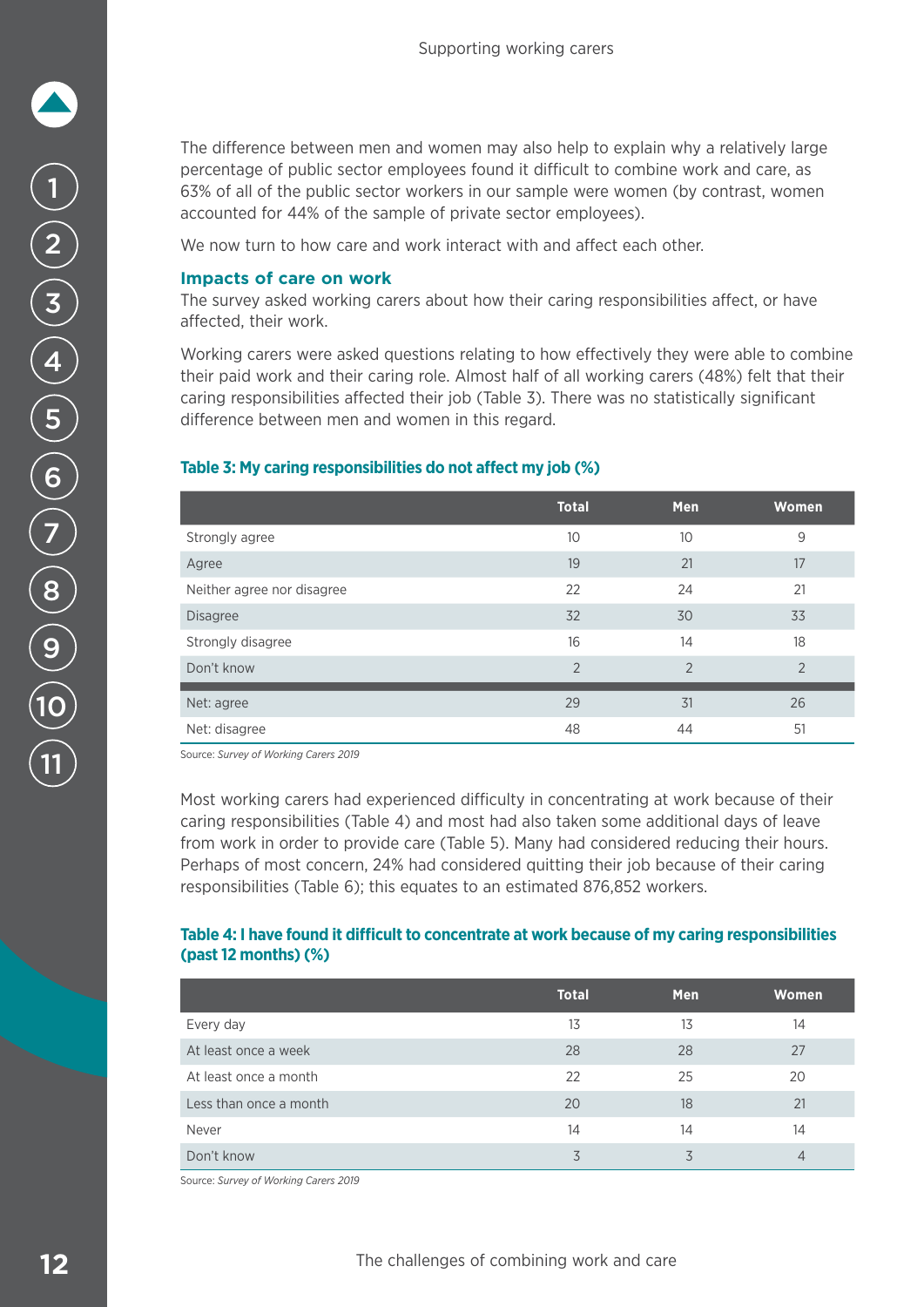The difference between men and women may also help to explain why a relatively large percentage of public sector employees found it difficult to combine work and care, as 63% of all of the public sector workers in our sample were women (by contrast, women accounted for 44% of the sample of private sector employees).

We now turn to how care and work interact with and affect each other.

### Impacts of care on work

The survey asked working carers about how their caring responsibilities affect, or have affected, their work.

Working carers were asked questions relating to how effectively they were able to combine their paid work and their caring role. Almost half of all working carers (48%) felt that their caring responsibilities affected their job (Table 3). There was no statistically significant difference between men and women in this regard.

**Table 3: My caring responsibilities do not affect my job (%)**

| | Total | Men | Women |
|---|---|---|---|
| Strongly agree | 10 | 10 | 9 |
| Agree | 19 | 21 | 17 |
| Neither agree nor disagree | 22 | 24 | 21 |
| Disagree | 32 | 30 | 33 |
| Strongly disagree | 16 | 14 | 18 |
| Don't know | 2 | 2 | 2 |
| Net: agree | 29 | 31 | 26 |
| Net: disagree | 48 | 44 | 51 |

Source: *Survey of Working Carers 2019*

Most working carers had experienced difficulty in concentrating at work because of their caring responsibilities (Table 4) and most had also taken some additional days of leave from work in order to provide care (Table 5). Many had considered reducing their hours. Perhaps of most concern, 24% had considered quitting their job because of their caring responsibilities (Table 6); this equates to an estimated 876,852 workers.

**Table 4: I have found it difficult to concentrate at work because of my caring responsibilities (past 12 months) (%)**

| | Total | Men | Women |
|---|---|---|---|
| Every day | 13 | 13 | 14 |
| At least once a week | 28 | 28 | 27 |
| At least once a month | 22 | 25 | 20 |
| Less than once a month | 20 | 18 | 21 |
| Never | 14 | 14 | 14 |
| Don't know | 3 | 3 | 4 |

Source: *Survey of Working Carers 2019*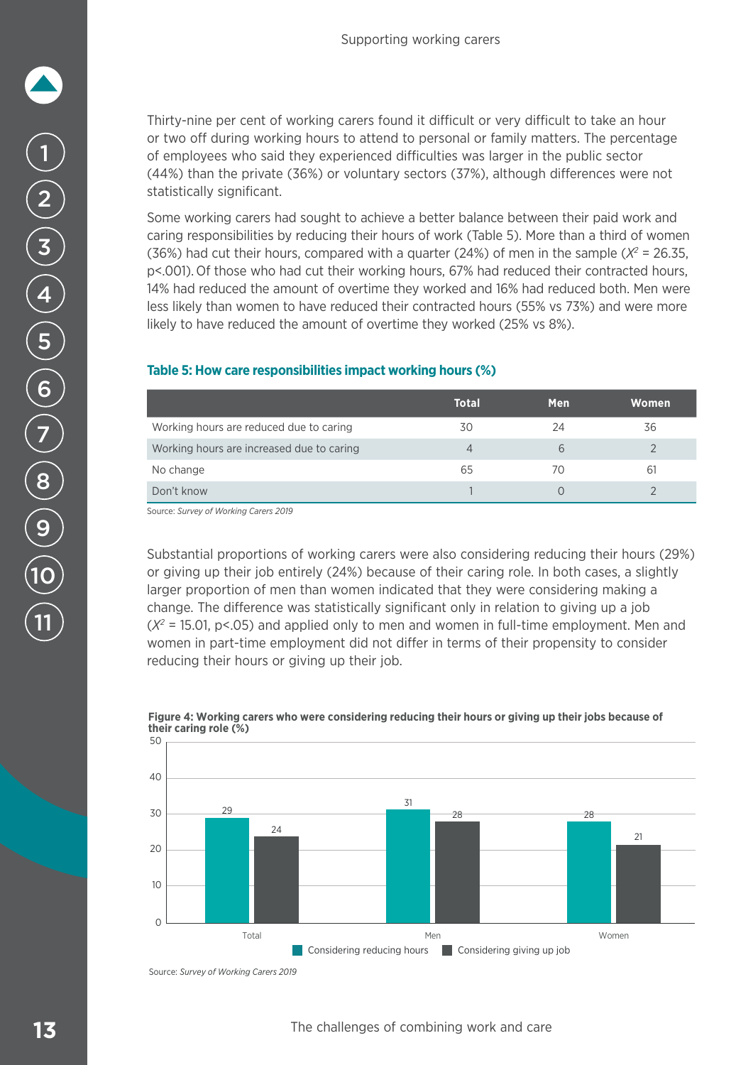Thirty-nine per cent of working carers found it difficult or very difficult to take an hour or two off during working hours to attend to personal or family matters. The percentage of employees who said they experienced difficulties was larger in the public sector (44%) than the private (36%) or voluntary sectors (37%), although differences were not statistically significant.

Some working carers had sought to achieve a better balance between their paid work and caring responsibilities by reducing their hours of work (Table 5). More than a third of women (36%) had cut their hours, compared with a quarter (24%) of men in the sample ($X^2$ = 26.35, p<.001). Of those who had cut their working hours, 67% had reduced their contracted hours, 14% had reduced the amount of overtime they worked and 16% had reduced both. Men were less likely than women to have reduced their contracted hours (55% vs 73%) and were more likely to have reduced the amount of overtime they worked (25% vs 8%).

**Table 5: How care responsibilities impact working hours (%)**

| | Total | Men | Women |
|---|---|---|---|
| Working hours are reduced due to caring | 30 | 24 | 36 |
| Working hours are increased due to caring | 4 | 6 | 2 |
| No change | 65 | 70 | 61 |
| Don't know | 1 | 0 | 2 |

Source: *Survey of Working Carers 2019*

Substantial proportions of working carers were also considering reducing their hours (29%) or giving up their job entirely (24%) because of their caring role. In both cases, a slightly larger proportion of men than women indicated that they were considering making a change. The difference was statistically significant only in relation to giving up a job ($X^2$ = 15.01, p<.05) and applied only to men and women in full-time employment. Men and women in part-time employment did not differ in terms of their propensity to consider reducing their hours or giving up their job.

**Figure 4: Working carers who were considering reducing their hours or giving up their jobs because of their caring role (%)**

| | Considering reducing hours | Considering giving up job |
|---|---|---|
| Total | 29 | 24 |
| Men | 31 | 28 |
| Women | 28 | 21 |

Source: *Survey of Working Carers 2019*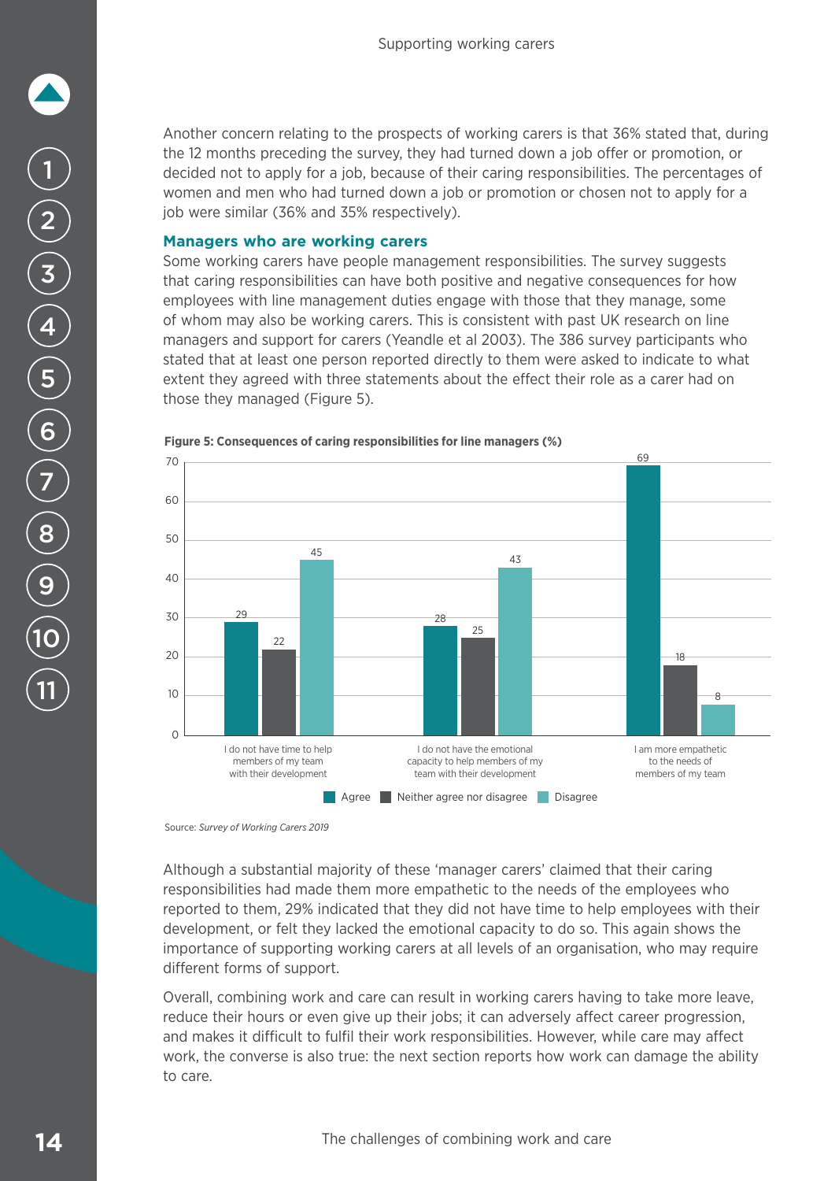Another concern relating to the prospects of working carers is that 36% stated that, during the 12 months preceding the survey, they had turned down a job offer or promotion, or decided not to apply for a job, because of their caring responsibilities. The percentages of women and men who had turned down a job or promotion or chosen not to apply for a job were similar (36% and 35% respectively).

### Managers who are working carers

Some working carers have people management responsibilities. The survey suggests that caring responsibilities can have both positive and negative consequences for how employees with line management duties engage with those that they manage, some of whom may also be working carers. This is consistent with past UK research on line managers and support for carers (Yeandle et al 2003). The 386 survey participants who stated that at least one person reported directly to them were asked to indicate to what extent they agreed with three statements about the effect their role as a carer had on those they managed (Figure 5).

**Figure 5: Consequences of caring responsibilities for line managers (%)**

| | Agree | Neither agree nor disagree | Disagree |
|---|---|---|---|
| I do not have time to help members of my team with their development | 29 | 22 | 45 |
| I do not have the emotional capacity to help members of my team with their development | 28 | 25 | 43 |
| I am more empathetic to the needs of members of my team | 69 | 18 | 8 |

Source: *Survey of Working Carers 2019*

Although a substantial majority of these 'manager carers' claimed that their caring responsibilities had made them more empathetic to the needs of the employees who reported to them, 29% indicated that they did not have time to help employees with their development, or felt they lacked the emotional capacity to do so. This again shows the importance of supporting working carers at all levels of an organisation, who may require different forms of support.

Overall, combining work and care can result in working carers having to take more leave, reduce their hours or even give up their jobs; it can adversely affect career progression, and makes it difficult to fulfil their work responsibilities. However, while care may affect work, the converse is also true: the next section reports how work can damage the ability to care.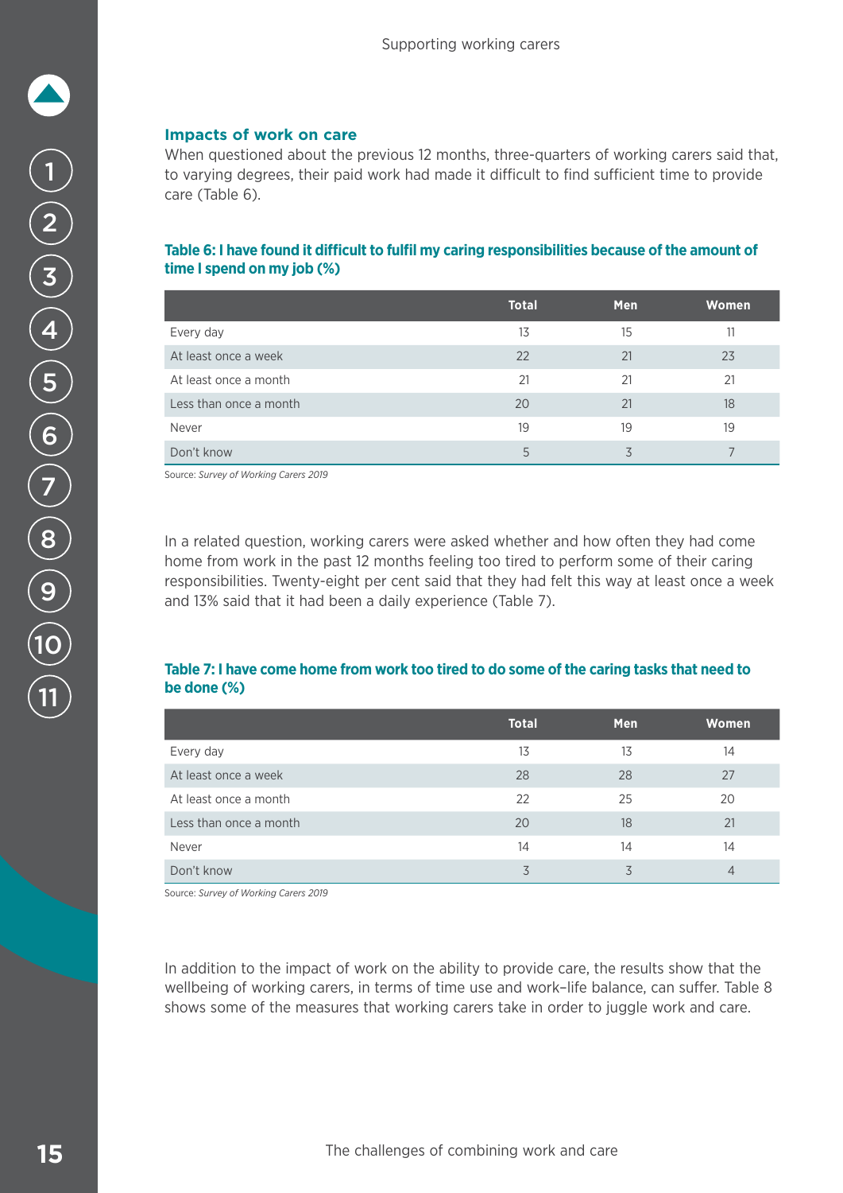## Impacts of work on care

When questioned about the previous 12 months, three-quarters of working carers said that, to varying degrees, their paid work had made it difficult to find sufficient time to provide care (Table 6).

**Table 6: I have found it difficult to fulfil my caring responsibilities because of the amount of time I spend on my job (%)**

| | Total | Men | Women |
|---|---|---|---|
| Every day | 13 | 15 | 11 |
| At least once a week | 22 | 21 | 23 |
| At least once a month | 21 | 21 | 21 |
| Less than once a month | 20 | 21 | 18 |
| Never | 19 | 19 | 19 |
| Don't know | 5 | 3 | 7 |

Source: *Survey of Working Carers 2019*

In a related question, working carers were asked whether and how often they had come home from work in the past 12 months feeling too tired to perform some of their caring responsibilities. Twenty-eight per cent said that they had felt this way at least once a week and 13% said that it had been a daily experience (Table 7).

**Table 7: I have come home from work too tired to do some of the caring tasks that need to be done (%)**

| | Total | Men | Women |
|---|---|---|---|
| Every day | 13 | 13 | 14 |
| At least once a week | 28 | 28 | 27 |
| At least once a month | 22 | 25 | 20 |
| Less than once a month | 20 | 18 | 21 |
| Never | 14 | 14 | 14 |
| Don't know | 3 | 3 | 4 |

Source: *Survey of Working Carers 2019*

In addition to the impact of work on the ability to provide care, the results show that the wellbeing of working carers, in terms of time use and work–life balance, can suffer. Table 8 shows some of the measures that working carers take in order to juggle work and care.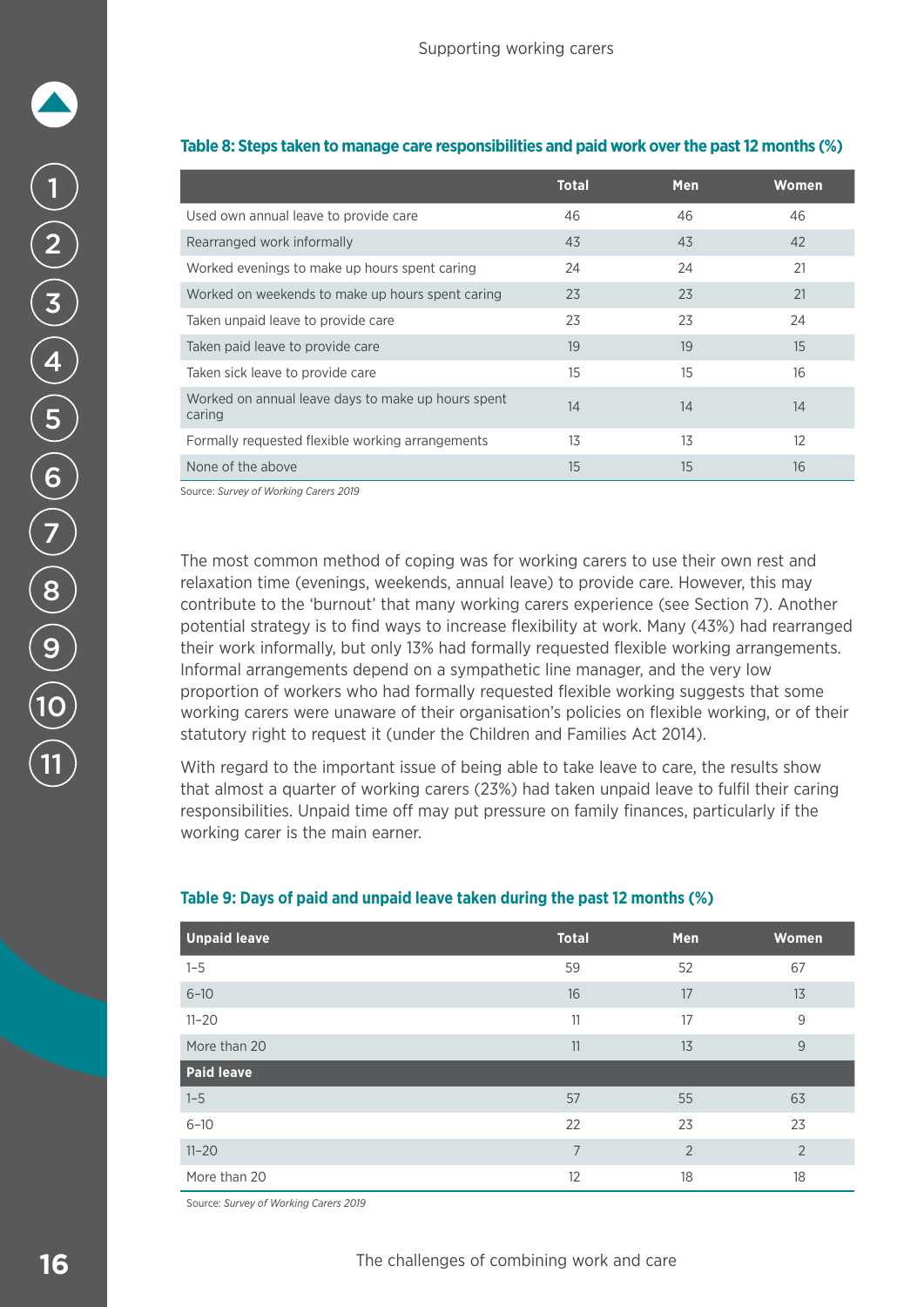**Table 8: Steps taken to manage care responsibilities and paid work over the past 12 months (%)**

| | Total | Men | Women |
|---|---|---|---|
| Used own annual leave to provide care | 46 | 46 | 46 |
| Rearranged work informally | 43 | 43 | 42 |
| Worked evenings to make up hours spent caring | 24 | 24 | 21 |
| Worked on weekends to make up hours spent caring | 23 | 23 | 21 |
| Taken unpaid leave to provide care | 23 | 23 | 24 |
| Taken paid leave to provide care | 19 | 19 | 15 |
| Taken sick leave to provide care | 15 | 15 | 16 |
| Worked on annual leave days to make up hours spent caring | 14 | 14 | 14 |
| Formally requested flexible working arrangements | 13 | 13 | 12 |
| None of the above | 15 | 15 | 16 |

Source: *Survey of Working Carers 2019*

The most common method of coping was for working carers to use their own rest and relaxation time (evenings, weekends, annual leave) to provide care. However, this may contribute to the 'burnout' that many working carers experience (see Section 7). Another potential strategy is to find ways to increase flexibility at work. Many (43%) had rearranged their work informally, but only 13% had formally requested flexible working arrangements. Informal arrangements depend on a sympathetic line manager, and the very low proportion of workers who had formally requested flexible working suggests that some working carers were unaware of their organisation's policies on flexible working, or of their statutory right to request it (under the Children and Families Act 2014).

With regard to the important issue of being able to take leave to care, the results show that almost a quarter of working carers (23%) had taken unpaid leave to fulfil their caring responsibilities. Unpaid time off may put pressure on family finances, particularly if the working carer is the main earner.

**Table 9: Days of paid and unpaid leave taken during the past 12 months (%)**

| Unpaid leave | Total | Men | Women |
|---|---|---|---|
| 1–5 | 59 | 52 | 67 |
| 6–10 | 16 | 17 | 13 |
| 11–20 | 11 | 17 | 9 |
| More than 20 | 11 | 13 | 9 |
| **Paid leave** | | | |
| 1–5 | 57 | 55 | 63 |
| 6–10 | 22 | 23 | 23 |
| 11–20 | 7 | 2 | 2 |
| More than 20 | 12 | 18 | 18 |

Source: *Survey of Working Carers 2019*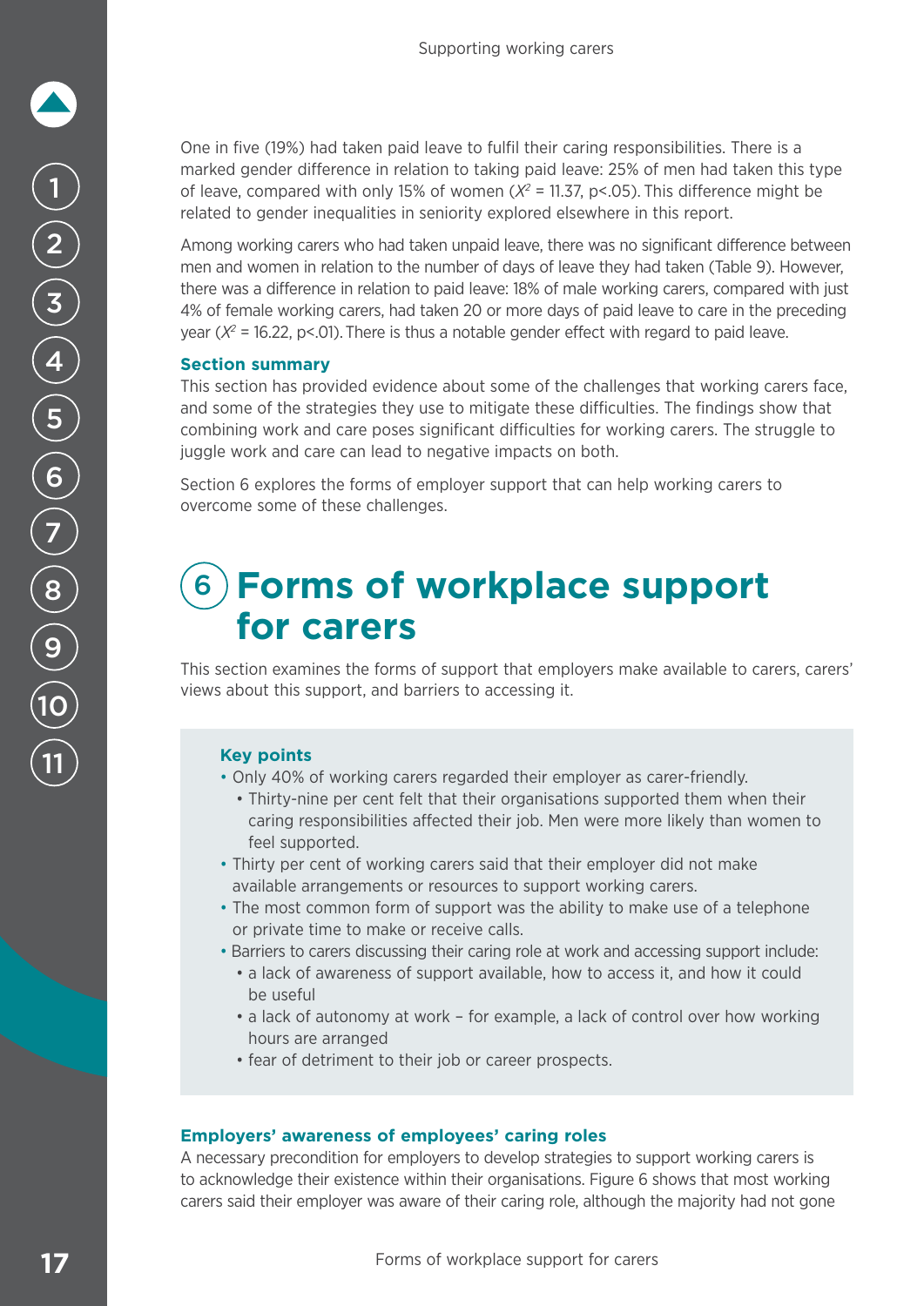One in five (19%) had taken paid leave to fulfil their caring responsibilities. There is a marked gender difference in relation to taking paid leave: 25% of men had taken this type of leave, compared with only 15% of women ($X^2$ = 11.37, p<.05). This difference might be related to gender inequalities in seniority explored elsewhere in this report.

Among working carers who had taken unpaid leave, there was no significant difference between men and women in relation to the number of days of leave they had taken (Table 9). However, there was a difference in relation to paid leave: 18% of male working carers, compared with just 4% of female working carers, had taken 20 or more days of paid leave to care in the preceding year ($X^2$ = 16.22, p<.01). There is thus a notable gender effect with regard to paid leave.

**Section summary**

This section has provided evidence about some of the challenges that working carers face, and some of the strategies they use to mitigate these difficulties. The findings show that combining work and care poses significant difficulties for working carers. The struggle to juggle work and care can lead to negative impacts on both.

Section 6 explores the forms of employer support that can help working carers to overcome some of these challenges.

# 6 Forms of workplace support for carers

This section examines the forms of support that employers make available to carers, carers' views about this support, and barriers to accessing it.

**Key points**

- Only 40% of working carers regarded their employer as carer-friendly.
  - Thirty-nine per cent felt that their organisations supported them when their caring responsibilities affected their job. Men were more likely than women to feel supported.
- Thirty per cent of working carers said that their employer did not make available arrangements or resources to support working carers.
- The most common form of support was the ability to make use of a telephone or private time to make or receive calls.
- Barriers to carers discussing their caring role at work and accessing support include:
  - a lack of awareness of support available, how to access it, and how it could be useful
  - a lack of autonomy at work – for example, a lack of control over how working hours are arranged
  - fear of detriment to their job or career prospects.

**Employers' awareness of employees' caring roles**

A necessary precondition for employers to develop strategies to support working carers is to acknowledge their existence within their organisations. Figure 6 shows that most working carers said their employer was aware of their caring role, although the majority had not gone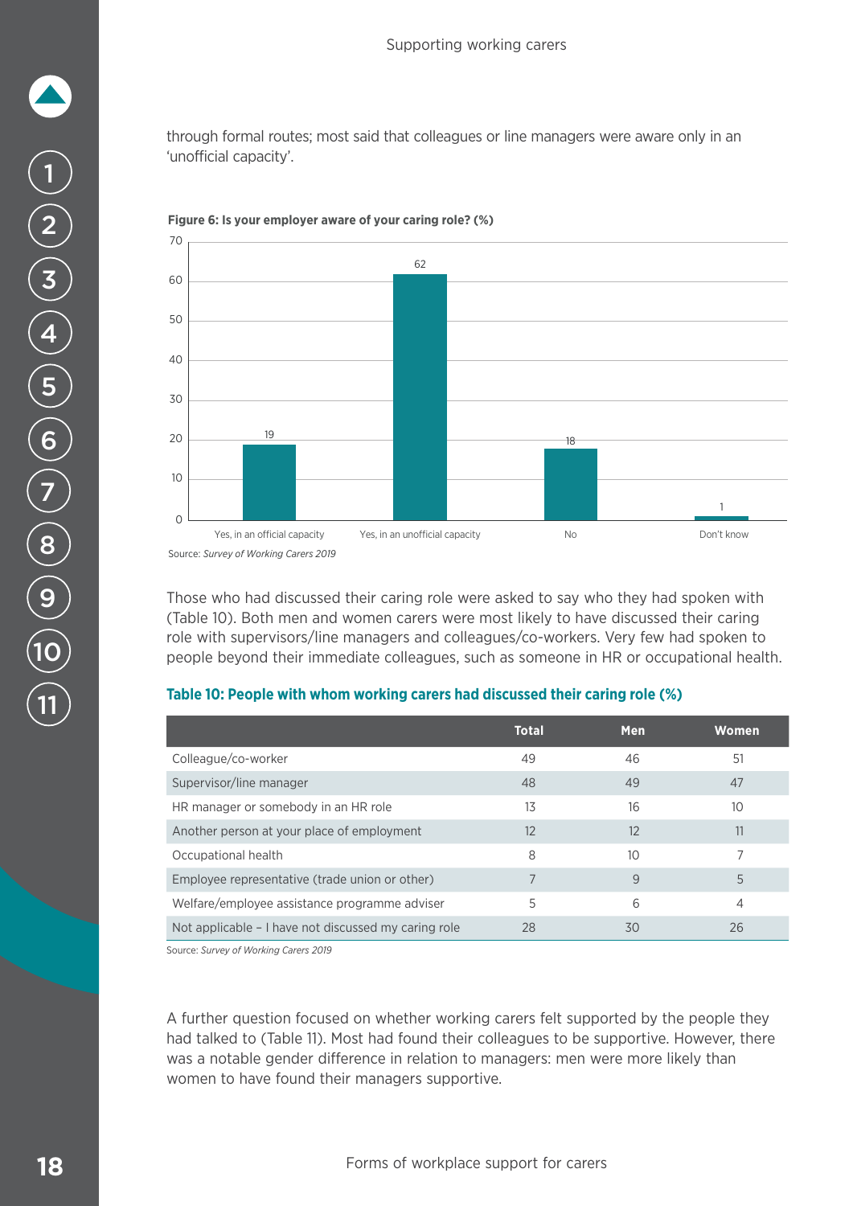through formal routes; most said that colleagues or line managers were aware only in an 'unofficial capacity'.

**Figure 6: Is your employer aware of your caring role? (%)**

| Response | % |
|---|---|
| Yes, in an official capacity | 19 |
| Yes, in an unofficial capacity | 62 |
| No | 18 |
| Don't know | 1 |

Source: *Survey of Working Carers 2019*

Those who had discussed their caring role were asked to say who they had spoken with (Table 10). Both men and women carers were most likely to have discussed their caring role with supervisors/line managers and colleagues/co-workers. Very few had spoken to people beyond their immediate colleagues, such as someone in HR or occupational health.

**Table 10: People with whom working carers had discussed their caring role (%)**

| | Total | Men | Women |
|---|---|---|---|
| Colleague/co-worker | 49 | 46 | 51 |
| Supervisor/line manager | 48 | 49 | 47 |
| HR manager or somebody in an HR role | 13 | 16 | 10 |
| Another person at your place of employment | 12 | 12 | 11 |
| Occupational health | 8 | 10 | 7 |
| Employee representative (trade union or other) | 7 | 9 | 5 |
| Welfare/employee assistance programme adviser | 5 | 6 | 4 |
| Not applicable – I have not discussed my caring role | 28 | 30 | 26 |

Source: *Survey of Working Carers 2019*

A further question focused on whether working carers felt supported by the people they had talked to (Table 11). Most had found their colleagues to be supportive. However, there was a notable gender difference in relation to managers: men were more likely than women to have found their managers supportive.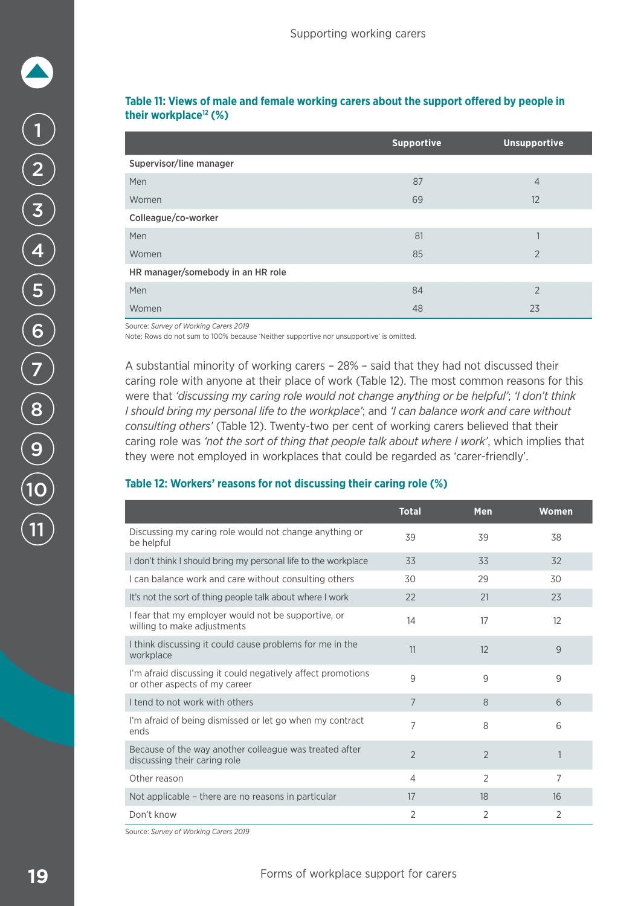**Table 11: Views of male and female working carers about the support offered by people in their workplace[12] (%)**

| | Supportive | Unsupportive |
|---|---|---|
| **Supervisor/line manager** | | |
| Men | 87 | 4 |
| Women | 69 | 12 |
| **Colleague/co-worker** | | |
| Men | 81 | 1 |
| Women | 85 | 2 |
| **HR manager/somebody in an HR role** | | |
| Men | 84 | 2 |
| Women | 48 | 23 |

Source: *Survey of Working Carers 2019*
Note: Rows do not sum to 100% because 'Neither supportive nor unsupportive' is omitted.

A substantial minority of working carers – 28% – said that they had not discussed their caring role with anyone at their place of work (Table 12). The most common reasons for this were that *'discussing my caring role would not change anything or be helpful'*; *'I don't think I should bring my personal life to the workplace'*; and *'I can balance work and care without consulting others'* (Table 12). Twenty-two per cent of working carers believed that their caring role was *'not the sort of thing that people talk about where I work'*, which implies that they were not employed in workplaces that could be regarded as 'carer-friendly'.

**Table 12: Workers' reasons for not discussing their caring role (%)**

| | Total | Men | Women |
|---|---|---|---|
| Discussing my caring role would not change anything or be helpful | 39 | 39 | 38 |
| I don't think I should bring my personal life to the workplace | 33 | 33 | 32 |
| I can balance work and care without consulting others | 30 | 29 | 30 |
| It's not the sort of thing people talk about where I work | 22 | 21 | 23 |
| I fear that my employer would not be supportive, or willing to make adjustments | 14 | 17 | 12 |
| I think discussing it could cause problems for me in the workplace | 11 | 12 | 9 |
| I'm afraid discussing it could negatively affect promotions or other aspects of my career | 9 | 9 | 9 |
| I tend to not work with others | 7 | 8 | 6 |
| I'm afraid of being dismissed or let go when my contract ends | 7 | 8 | 6 |
| Because of the way another colleague was treated after discussing their caring role | 2 | 2 | 1 |
| Other reason | 4 | 2 | 7 |
| Not applicable – there are no reasons in particular | 17 | 18 | 16 |
| Don't know | 2 | 2 | 2 |

Source: *Survey of Working Carers 2019*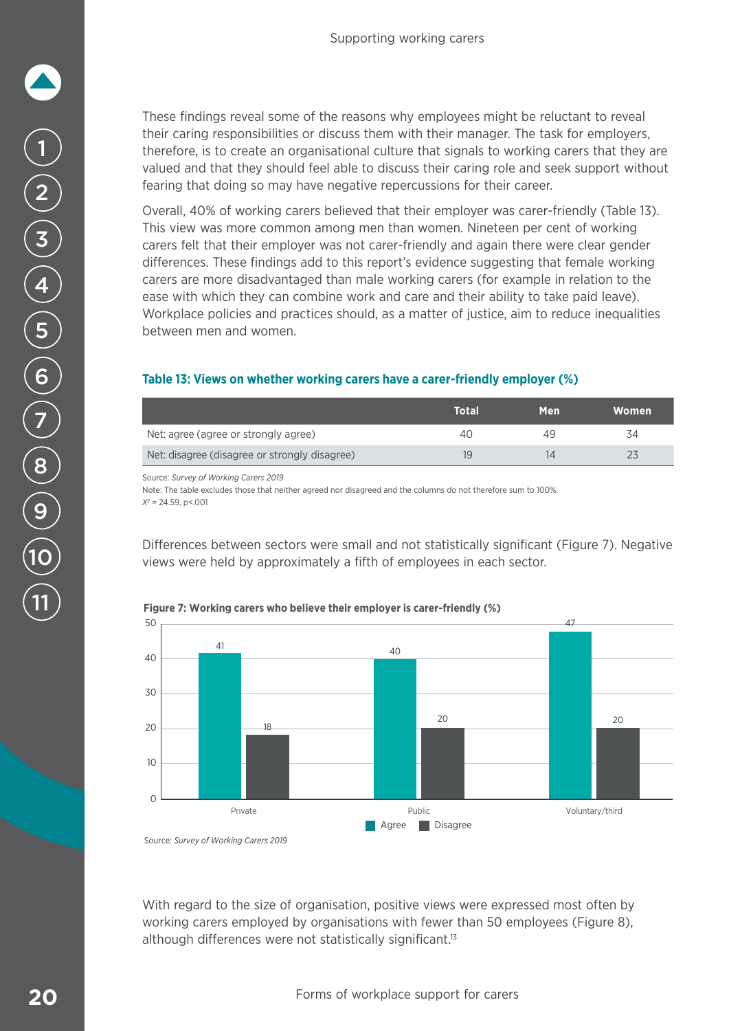These findings reveal some of the reasons why employees might be reluctant to reveal their caring responsibilities or discuss them with their manager. The task for employers, therefore, is to create an organisational culture that signals to working carers that they are valued and that they should feel able to discuss their caring role and seek support without fearing that doing so may have negative repercussions for their career.

Overall, 40% of working carers believed that their employer was carer-friendly (Table 13). This view was more common among men than women. Nineteen per cent of working carers felt that their employer was not carer-friendly and again there were clear gender differences. These findings add to this report's evidence suggesting that female working carers are more disadvantaged than male working carers (for example in relation to the ease with which they can combine work and care and their ability to take paid leave). Workplace policies and practices should, as a matter of justice, aim to reduce inequalities between men and women.

**Table 13: Views on whether working carers have a carer-friendly employer (%)**

| | Total | Men | Women |
|---|---|---|---|
| Net: agree (agree or strongly agree) | 40 | 49 | 34 |
| Net: disagree (disagree or strongly disagree) | 19 | 14 | 23 |

Source: *Survey of Working Carers 2019*

Note: The table excludes those that neither agreed nor disagreed and the columns do not therefore sum to 100%.

$X^2$ = 24.59, p<.001

Differences between sectors were small and not statistically significant (Figure 7). Negative views were held by approximately a fifth of employees in each sector.

**Figure 7: Working carers who believe their employer is carer-friendly (%)**

| | Agree | Disagree |
|---|---|---|
| Private | 41 | 18 |
| Public | 40 | 20 |
| Voluntary/third | 47 | 20 |

Source: *Survey of Working Carers 2019*

With regard to the size of organisation, positive views were expressed most often by working carers employed by organisations with fewer than 50 employees (Figure 8), although differences were not statistically significant.[13]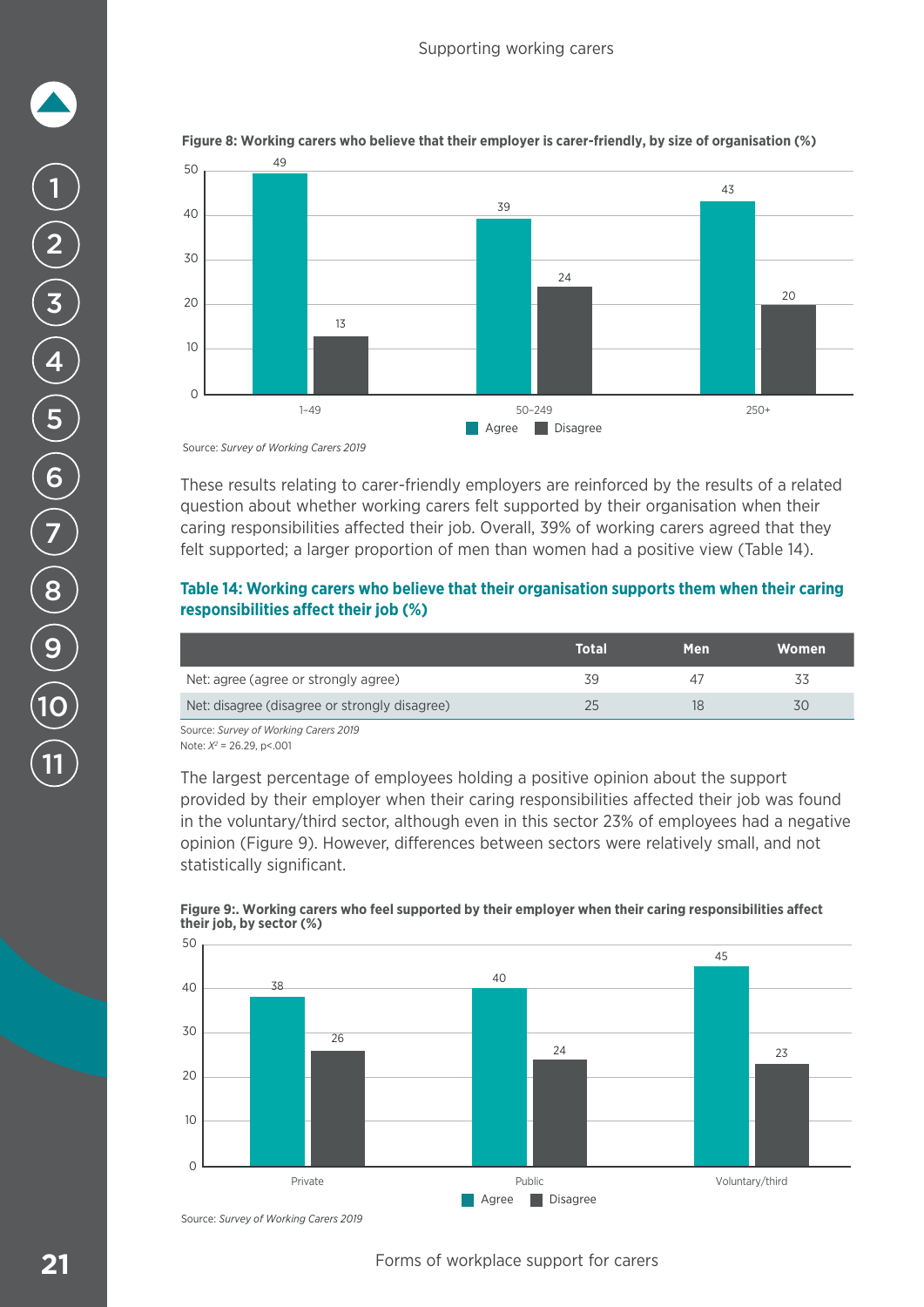**Figure 8: Working carers who believe that their employer is carer-friendly, by size of organisation (%)**

| Size of organisation | Agree | Disagree |
|---|---|---|
| 1–49 | 49 | 13 |
| 50–249 | 39 | 24 |
| 250+ | 43 | 20 |

Source: *Survey of Working Carers 2019*

These results relating to carer-friendly employers are reinforced by the results of a related question about whether working carers felt supported by their organisation when their caring responsibilities affected their job. Overall, 39% of working carers agreed that they felt supported; a larger proportion of men than women had a positive view (Table 14).

### Table 14: Working carers who believe that their organisation supports them when their caring responsibilities affect their job (%)

| | Total | Men | Women |
|---|---|---|---|
| Net: agree (agree or strongly agree) | 39 | 47 | 33 |
| Net: disagree (disagree or strongly disagree) | 25 | 18 | 30 |

Source: *Survey of Working Carers 2019*

Note: $X^2$ = 26.29, $p<.001$

The largest percentage of employees holding a positive opinion about the support provided by their employer when their caring responsibilities affected their job was found in the voluntary/third sector, although even in this sector 23% of employees had a negative opinion (Figure 9). However, differences between sectors were relatively small, and not statistically significant.

**Figure 9:. Working carers who feel supported by their employer when their caring responsibilities affect their job, by sector (%)**

| Sector | Agree | Disagree |
|---|---|---|
| Private | 38 | 26 |
| Public | 40 | 24 |
| Voluntary/third | 45 | 23 |

Source: *Survey of Working Carers 2019*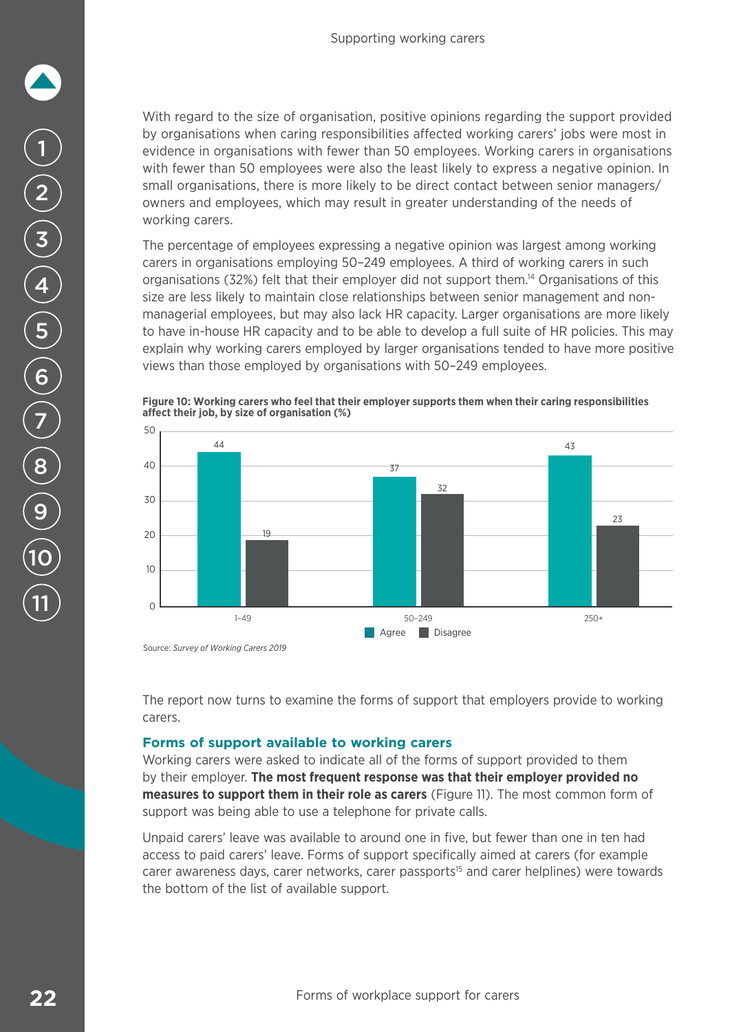With regard to the size of organisation, positive opinions regarding the support provided by organisations when caring responsibilities affected working carers' jobs were most in evidence in organisations with fewer than 50 employees. Working carers in organisations with fewer than 50 employees were also the least likely to express a negative opinion. In small organisations, there is more likely to be direct contact between senior managers/owners and employees, which may result in greater understanding of the needs of working carers.

The percentage of employees expressing a negative opinion was largest among working carers in organisations employing 50–249 employees. A third of working carers in such organisations (32%) felt that their employer did not support them.[14] Organisations of this size are less likely to maintain close relationships between senior management and non-managerial employees, but may also lack HR capacity. Larger organisations are more likely to have in-house HR capacity and to be able to develop a full suite of HR policies. This may explain why working carers employed by larger organisations tended to have more positive views than those employed by organisations with 50–249 employees.

**Figure 10: Working carers who feel that their employer supports them when their caring responsibilities affect their job, by size of organisation (%)**

| Size of organisation | Agree | Disagree |
|---|---|---|
| 1–49 | 44 | 19 |
| 50–249 | 37 | 32 |
| 250+ | 43 | 23 |

Source: *Survey of Working Carers 2019*

The report now turns to examine the forms of support that employers provide to working carers.

### Forms of support available to working carers

Working carers were asked to indicate all of the forms of support provided to them by their employer. **The most frequent response was that their employer provided no measures to support them in their role as carers** (Figure 11). The most common form of support was being able to use a telephone for private calls.

Unpaid carers' leave was available to around one in five, but fewer than one in ten had access to paid carers' leave. Forms of support specifically aimed at carers (for example carer awareness days, carer networks, carer passports[15] and carer helplines) were towards the bottom of the list of available support.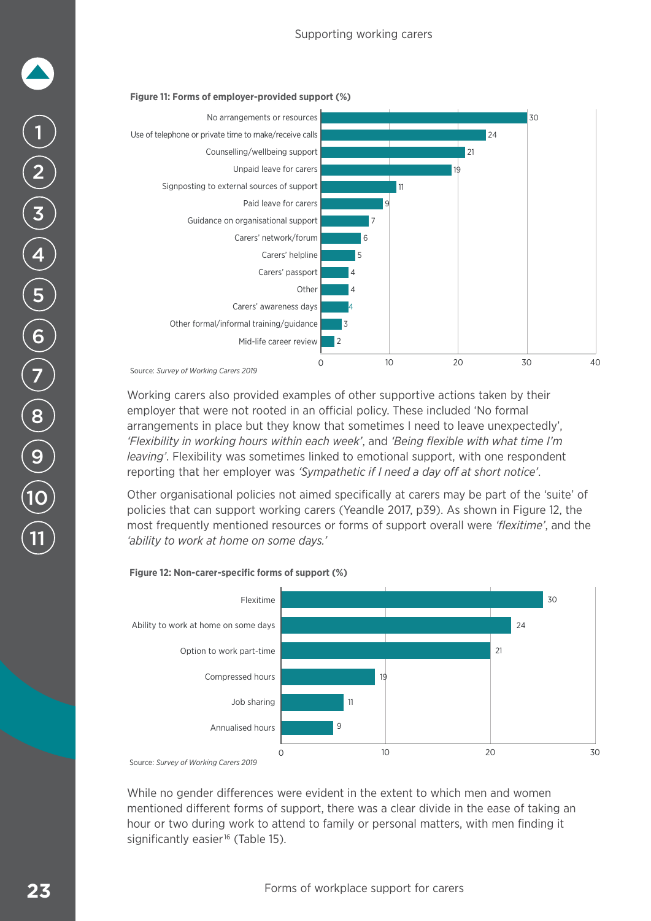**Figure 11: Forms of employer-provided support (%)**

| Form of support | % |
|---|---|
| No arrangements or resources | 30 |
| Use of telephone or private time to make/receive calls | 24 |
| Counselling/wellbeing support | 21 |
| Unpaid leave for carers | 19 |
| Signposting to external sources of support | 11 |
| Paid leave for carers | 9 |
| Guidance on organisational support | 7 |
| Carers' network/forum | 6 |
| Carers' helpline | 5 |
| Carers' passport | 4 |
| Other | 4 |
| Carers' awareness days | 4 |
| Other formal/informal training/guidance | 3 |
| Mid-life career review | 2 |

Source: *Survey of Working Carers 2019*

Working carers also provided examples of other supportive actions taken by their employer that were not rooted in an official policy. These included 'No formal arrangements in place but they know that sometimes I need to leave unexpectedly', *'Flexibility in working hours within each week'*, and *'Being flexible with what time I'm leaving'*. Flexibility was sometimes linked to emotional support, with one respondent reporting that her employer was *'Sympathetic if I need a day off at short notice'*.

Other organisational policies not aimed specifically at carers may be part of the 'suite' of policies that can support working carers (Yeandle 2017, p39). As shown in Figure 12, the most frequently mentioned resources or forms of support overall were *'flexitime'*, and the *'ability to work at home on some days.'*

**Figure 12: Non-carer-specific forms of support (%)**

| Form of support | % |
|---|---|
| Flexitime | 30 |
| Ability to work at home on some days | 24 |
| Option to work part-time | 21 |
| Compressed hours | 19 |
| Job sharing | 11 |
| Annualised hours | 9 |

Source: *Survey of Working Carers 2019*

While no gender differences were evident in the extent to which men and women mentioned different forms of support, there was a clear divide in the ease of taking an hour or two during work to attend to family or personal matters, with men finding it significantly easier[16] (Table 15).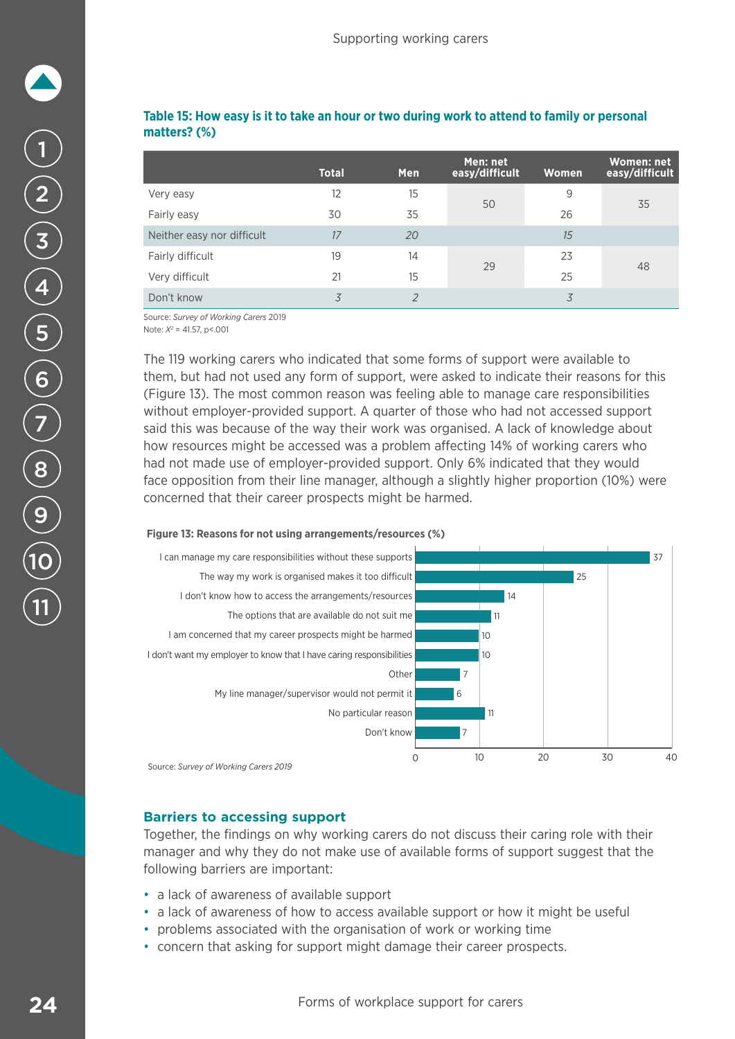**Table 15: How easy is it to take an hour or two during work to attend to family or personal matters? (%)**

| | Total | Men | Men: net easy/difficult | Women | Women: net easy/difficult |
|---|---|---|---|---|---|
| Very easy | 12 | 15 | 50 | 9 | 35 |
| Fairly easy | 30 | 35 | | 26 | |
| Neither easy nor difficult | *17* | *20* | | *15* | |
| Fairly difficult | 19 | 14 | 29 | 23 | 48 |
| Very difficult | 21 | 15 | | 25 | |
| Don't know | *3* | *2* | | *3* | |

Source: *Survey of Working Carers* 2019
Note: $X^2$ = 41.57, $p<.001$

The 119 working carers who indicated that some forms of support were available to them, but had not used any form of support, were asked to indicate their reasons for this (Figure 13). The most common reason was feeling able to manage care responsibilities without employer-provided support. A quarter of those who had not accessed support said this was because of the way their work was organised. A lack of knowledge about how resources might be accessed was a problem affecting 14% of working carers who had not made use of employer-provided support. Only 6% indicated that they would face opposition from their line manager, although a slightly higher proportion (10%) were concerned that their career prospects might be harmed.

**Figure 13: Reasons for not using arrangements/resources (%)**

| Reason | % |
|---|---|
| I can manage my care responsibilities without these supports | 37 |
| The way my work is organised makes it too difficult | 25 |
| I don't know how to access the arrangements/resources | 14 |
| The options that are available do not suit me | 11 |
| I am concerned that my career prospects might be harmed | 10 |
| I don't want my employer to know that I have caring responsibilities | 10 |
| Other | 7 |
| My line manager/supervisor would not permit it | 6 |
| No particular reason | 11 |
| Don't know | 7 |

Source: *Survey of Working Carers 2019*

## Barriers to accessing support

Together, the findings on why working carers do not discuss their caring role with their manager and why they do not make use of available forms of support suggest that the following barriers are important:

- a lack of awareness of available support
- a lack of awareness of how to access available support or how it might be useful
- problems associated with the organisation of work or working time
- concern that asking for support might damage their career prospects.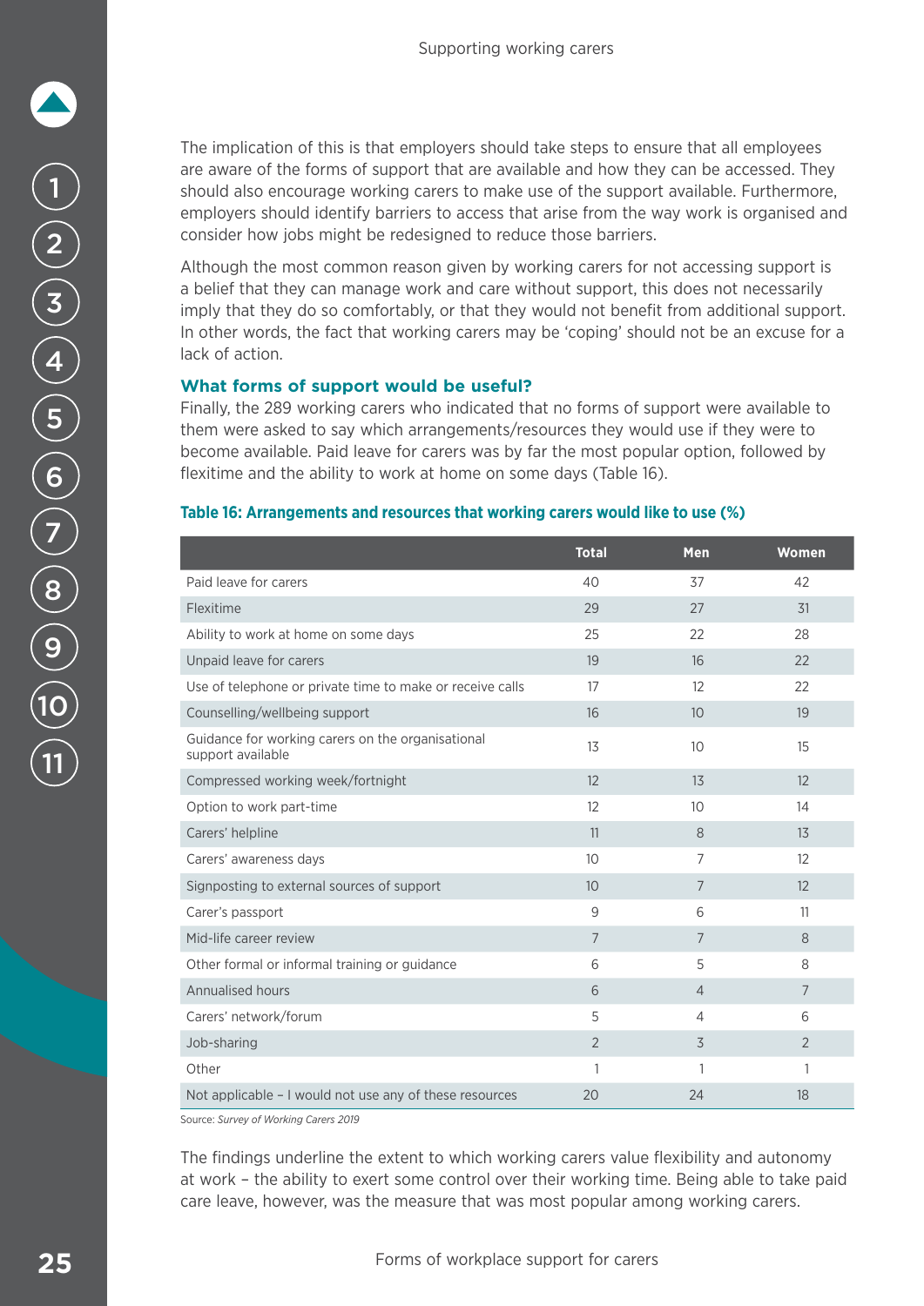The implication of this is that employers should take steps to ensure that all employees are aware of the forms of support that are available and how they can be accessed. They should also encourage working carers to make use of the support available. Furthermore, employers should identify barriers to access that arise from the way work is organised and consider how jobs might be redesigned to reduce those barriers.

Although the most common reason given by working carers for not accessing support is a belief that they can manage work and care without support, this does not necessarily imply that they do so comfortably, or that they would not benefit from additional support. In other words, the fact that working carers may be 'coping' should not be an excuse for a lack of action.

### What forms of support would be useful?

Finally, the 289 working carers who indicated that no forms of support were available to them were asked to say which arrangements/resources they would use if they were to become available. Paid leave for carers was by far the most popular option, followed by flexitime and the ability to work at home on some days (Table 16).

**Table 16: Arrangements and resources that working carers would like to use (%)**

| | Total | Men | Women |
|---|---|---|---|
| Paid leave for carers | 40 | 37 | 42 |
| Flexitime | 29 | 27 | 31 |
| Ability to work at home on some days | 25 | 22 | 28 |
| Unpaid leave for carers | 19 | 16 | 22 |
| Use of telephone or private time to make or receive calls | 17 | 12 | 22 |
| Counselling/wellbeing support | 16 | 10 | 19 |
| Guidance for working carers on the organisational support available | 13 | 10 | 15 |
| Compressed working week/fortnight | 12 | 13 | 12 |
| Option to work part-time | 12 | 10 | 14 |
| Carers' helpline | 11 | 8 | 13 |
| Carers' awareness days | 10 | 7 | 12 |
| Signposting to external sources of support | 10 | 7 | 12 |
| Carer's passport | 9 | 6 | 11 |
| Mid-life career review | 7 | 7 | 8 |
| Other formal or informal training or guidance | 6 | 5 | 8 |
| Annualised hours | 6 | 4 | 7 |
| Carers' network/forum | 5 | 4 | 6 |
| Job-sharing | 2 | 3 | 2 |
| Other | 1 | 1 | 1 |
| Not applicable – I would not use any of these resources | 20 | 24 | 18 |

Source: *Survey of Working Carers 2019*

The findings underline the extent to which working carers value flexibility and autonomy at work – the ability to exert some control over their working time. Being able to take paid care leave, however, was the measure that was most popular among working carers.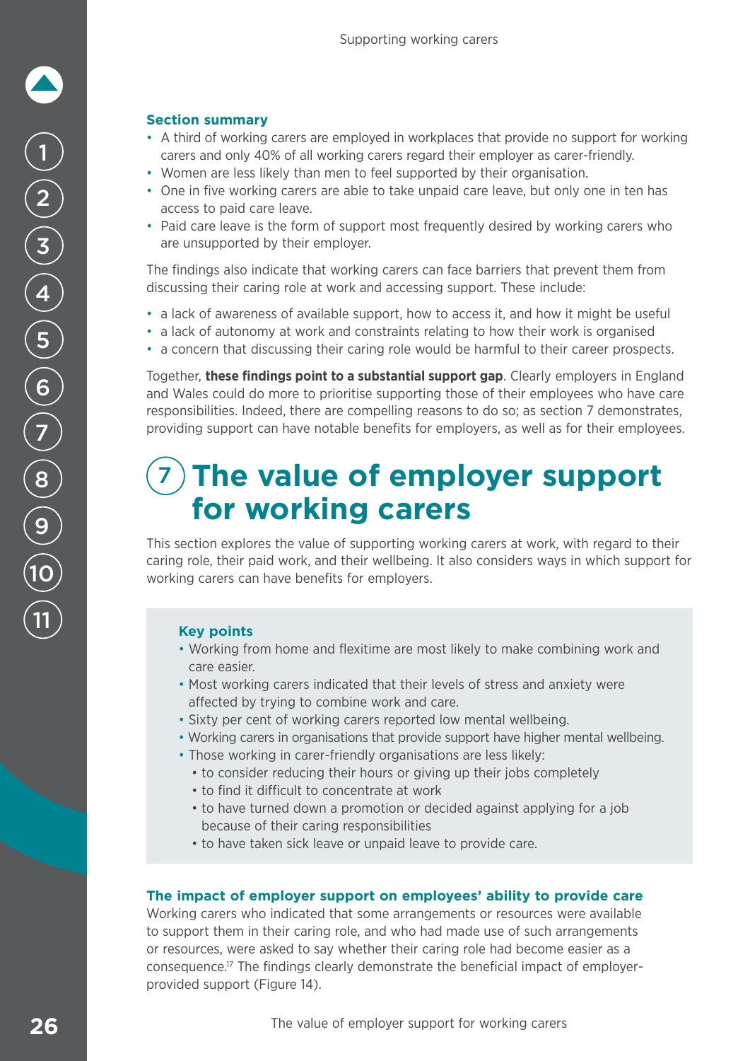### Section summary

- A third of working carers are employed in workplaces that provide no support for working carers and only 40% of all working carers regard their employer as carer-friendly.
- Women are less likely than men to feel supported by their organisation.
- One in five working carers are able to take unpaid care leave, but only one in ten has access to paid care leave.
- Paid care leave is the form of support most frequently desired by working carers who are unsupported by their employer.

The findings also indicate that working carers can face barriers that prevent them from discussing their caring role at work and accessing support. These include:

- a lack of awareness of available support, how to access it, and how it might be useful
- a lack of autonomy at work and constraints relating to how their work is organised
- a concern that discussing their caring role would be harmful to their career prospects.

Together, **these findings point to a substantial support gap**. Clearly employers in England and Wales could do more to prioritise supporting those of their employees who have care responsibilities. Indeed, there are compelling reasons to do so; as section 7 demonstrates, providing support can have notable benefits for employers, as well as for their employees.

# 7 The value of employer support for working carers

This section explores the value of supporting working carers at work, with regard to their caring role, their paid work, and their wellbeing. It also considers ways in which support for working carers can have benefits for employers.

### Key points

- Working from home and flexitime are most likely to make combining work and care easier.
- Most working carers indicated that their levels of stress and anxiety were affected by trying to combine work and care.
- Sixty per cent of working carers reported low mental wellbeing.
- Working carers in organisations that provide support have higher mental wellbeing.
- Those working in carer-friendly organisations are less likely:
  - to consider reducing their hours or giving up their jobs completely
  - to find it difficult to concentrate at work
  - to have turned down a promotion or decided against applying for a job because of their caring responsibilities
  - to have taken sick leave or unpaid leave to provide care.

### The impact of employer support on employees' ability to provide care

Working carers who indicated that some arrangements or resources were available to support them in their caring role, and who had made use of such arrangements or resources, were asked to say whether their caring role had become easier as a consequence.[17] The findings clearly demonstrate the beneficial impact of employer-provided support (Figure 14).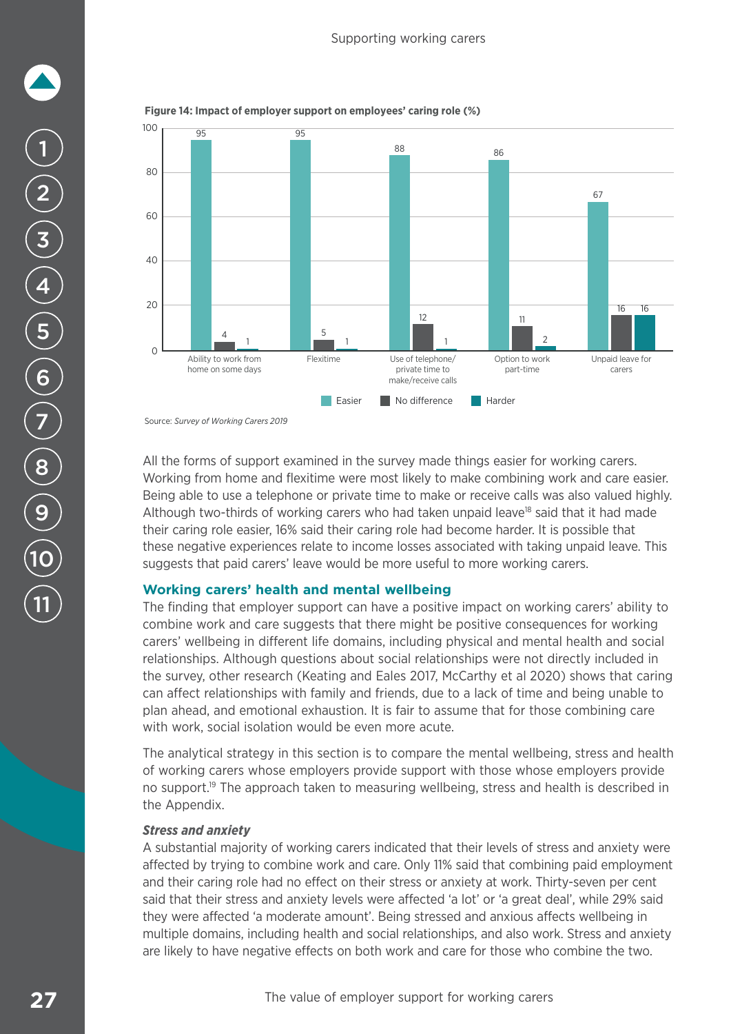**Figure 14: Impact of employer support on employees' caring role (%)**

| | Easier | No difference | Harder |
|---|---|---|---|
| Ability to work from home on some days | 95 | 4 | 1 |
| Flexitime | 95 | 5 | 1 |
| Use of telephone/ private time to make/receive calls | 88 | 12 | 1 |
| Option to work part-time | 86 | 11 | 2 |
| Unpaid leave for carers | 67 | 16 | 16 |

Source: *Survey of Working Carers 2019*

All the forms of support examined in the survey made things easier for working carers. Working from home and flexitime were most likely to make combining work and care easier. Being able to use a telephone or private time to make or receive calls was also valued highly. Although two-thirds of working carers who had taken unpaid leave[18] said that it had made their caring role easier, 16% said their caring role had become harder. It is possible that these negative experiences relate to income losses associated with taking unpaid leave. This suggests that paid carers' leave would be more useful to more working carers.

## Working carers' health and mental wellbeing

The finding that employer support can have a positive impact on working carers' ability to combine work and care suggests that there might be positive consequences for working carers' wellbeing in different life domains, including physical and mental health and social relationships. Although questions about social relationships were not directly included in the survey, other research (Keating and Eales 2017, McCarthy et al 2020) shows that caring can affect relationships with family and friends, due to a lack of time and being unable to plan ahead, and emotional exhaustion. It is fair to assume that for those combining care with work, social isolation would be even more acute.

The analytical strategy in this section is to compare the mental wellbeing, stress and health of working carers whose employers provide support with those whose employers provide no support.[19] The approach taken to measuring wellbeing, stress and health is described in the Appendix.

### *Stress and anxiety*

A substantial majority of working carers indicated that their levels of stress and anxiety were affected by trying to combine work and care. Only 11% said that combining paid employment and their caring role had no effect on their stress or anxiety at work. Thirty-seven per cent said that their stress and anxiety levels were affected 'a lot' or 'a great deal', while 29% said they were affected 'a moderate amount'. Being stressed and anxious affects wellbeing in multiple domains, including health and social relationships, and also work. Stress and anxiety are likely to have negative effects on both work and care for those who combine the two.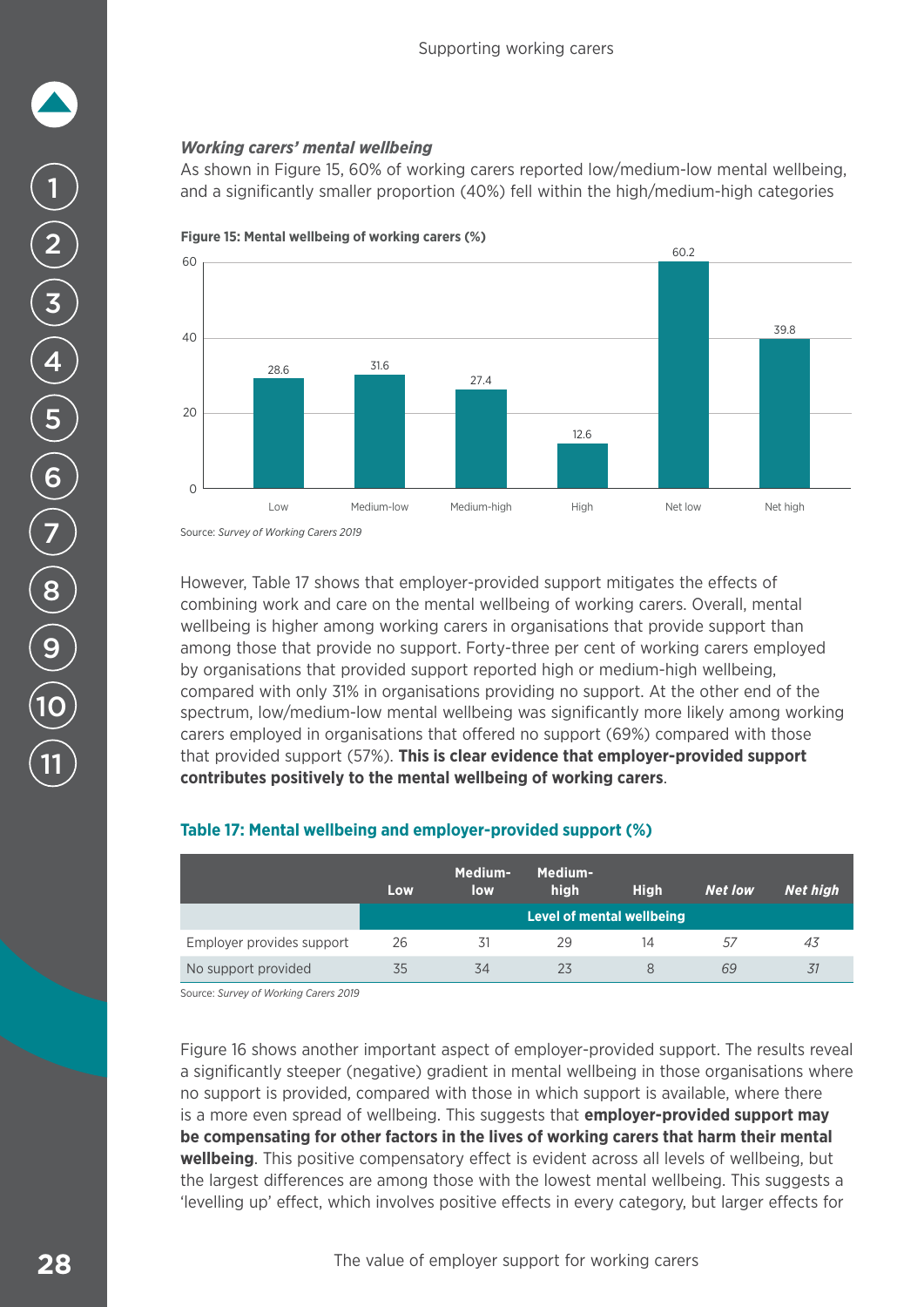### *Working carers' mental wellbeing*

As shown in Figure 15, 60% of working carers reported low/medium-low mental wellbeing, and a significantly smaller proportion (40%) fell within the high/medium-high categories

**Figure 15: Mental wellbeing of working carers (%)**

| | Low | Medium-low | Medium-high | High | Net low | Net high |
|---|---|---|---|---|---|---|
| % | 28.6 | 31.6 | 27.4 | 12.6 | 60.2 | 39.8 |

Source: *Survey of Working Carers 2019*

However, Table 17 shows that employer-provided support mitigates the effects of combining work and care on the mental wellbeing of working carers. Overall, mental wellbeing is higher among working carers in organisations that provide support than among those that provide no support. Forty-three per cent of working carers employed by organisations that provided support reported high or medium-high wellbeing, compared with only 31% in organisations providing no support. At the other end of the spectrum, low/medium-low mental wellbeing was significantly more likely among working carers employed in organisations that offered no support (69%) compared with those that provided support (57%). **This is clear evidence that employer-provided support contributes positively to the mental wellbeing of working carers**.

**Table 17: Mental wellbeing and employer-provided support (%)**

| | Low | Medium-low | Medium-high | High | *Net low* | *Net high* |
|---|---|---|---|---|---|---|
| | Level of mental wellbeing | | | | | |
| Employer provides support | 26 | 31 | 29 | 14 | *57* | *43* |
| No support provided | 35 | 34 | 23 | 8 | *69* | *31* |

Source: *Survey of Working Carers 2019*

Figure 16 shows another important aspect of employer-provided support. The results reveal a significantly steeper (negative) gradient in mental wellbeing in those organisations where no support is provided, compared with those in which support is available, where there is a more even spread of wellbeing. This suggests that **employer-provided support may be compensating for other factors in the lives of working carers that harm their mental wellbeing**. This positive compensatory effect is evident across all levels of wellbeing, but the largest differences are among those with the lowest mental wellbeing. This suggests a 'levelling up' effect, which involves positive effects in every category, but larger effects for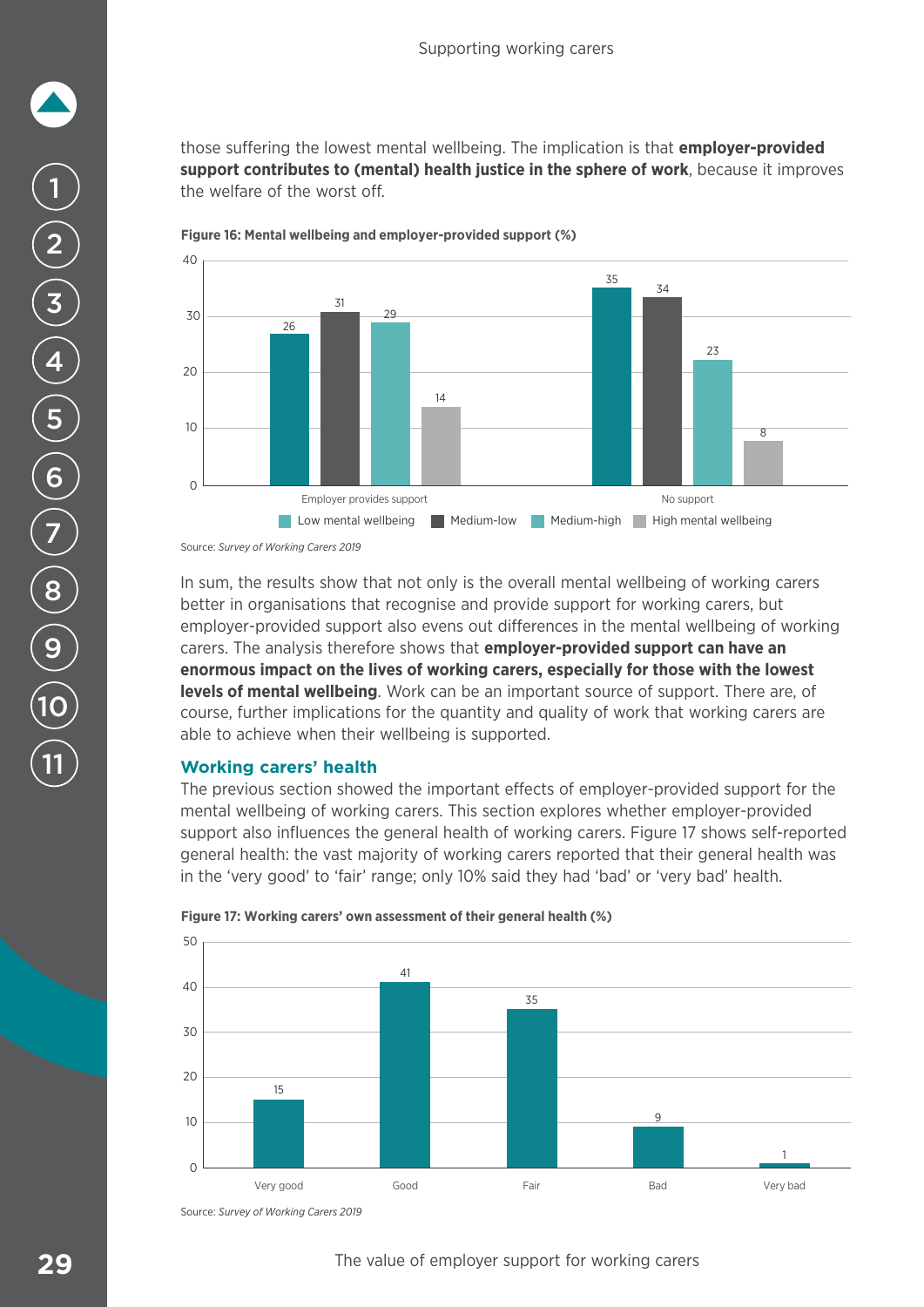those suffering the lowest mental wellbeing. The implication is that **employer-provided support contributes to (mental) health justice in the sphere of work**, because it improves the welfare of the worst off.

**Figure 16: Mental wellbeing and employer-provided support (%)**

| | Low mental wellbeing | Medium-low | Medium-high | High mental wellbeing |
|---|---|---|---|---|
| Employer provides support | 26 | 31 | 29 | 14 |
| No support | 35 | 34 | 23 | 8 |

Source: *Survey of Working Carers 2019*

In sum, the results show that not only is the overall mental wellbeing of working carers better in organisations that recognise and provide support for working carers, but employer-provided support also evens out differences in the mental wellbeing of working carers. The analysis therefore shows that **employer-provided support can have an enormous impact on the lives of working carers, especially for those with the lowest levels of mental wellbeing**. Work can be an important source of support. There are, of course, further implications for the quantity and quality of work that working carers are able to achieve when their wellbeing is supported.

### Working carers' health

The previous section showed the important effects of employer-provided support for the mental wellbeing of working carers. This section explores whether employer-provided support also influences the general health of working carers. Figure 17 shows self-reported general health: the vast majority of working carers reported that their general health was in the 'very good' to 'fair' range; only 10% said they had 'bad' or 'very bad' health.

**Figure 17: Working carers' own assessment of their general health (%)**

| Very good | Good | Fair | Bad | Very bad |
|---|---|---|---|---|
| 15 | 41 | 35 | 9 | 1 |

Source: *Survey of Working Carers 2019*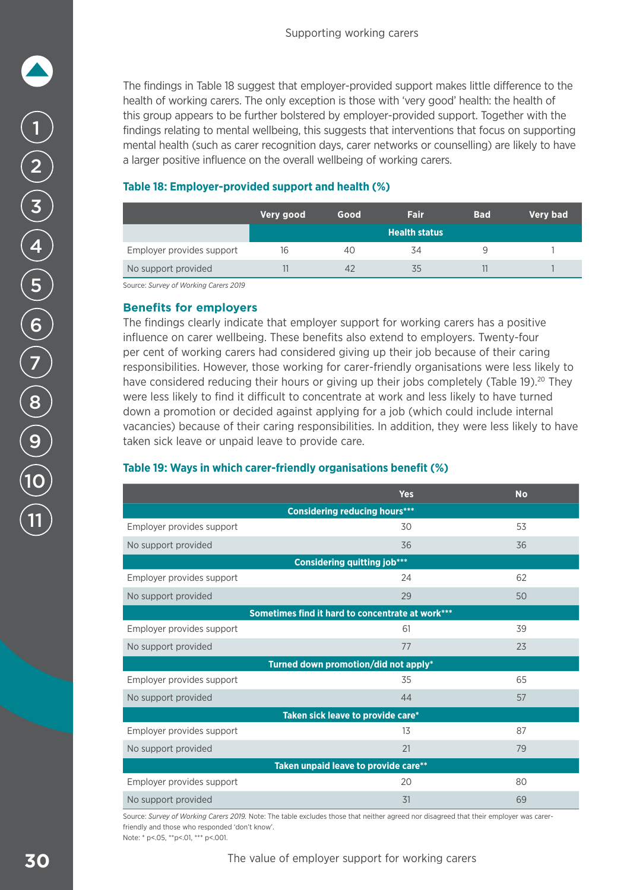The findings in Table 18 suggest that employer-provided support makes little difference to the health of working carers. The only exception is those with 'very good' health: the health of this group appears to be further bolstered by employer-provided support. Together with the findings relating to mental wellbeing, this suggests that interventions that focus on supporting mental health (such as carer recognition days, carer networks or counselling) are likely to have a larger positive influence on the overall wellbeing of working carers.

**Table 18: Employer-provided support and health (%)**

| | Very good | Good | Fair | Bad | Very bad |
|---|---|---|---|---|---|
| | Health status | | | | |
| Employer provides support | 16 | 40 | 34 | 9 | 1 |
| No support provided | 11 | 42 | 35 | 11 | 1 |

Source: *Survey of Working Carers 2019*

### Benefits for employers

The findings clearly indicate that employer support for working carers has a positive influence on carer wellbeing. These benefits also extend to employers. Twenty-four per cent of working carers had considered giving up their job because of their caring responsibilities. However, those working for carer-friendly organisations were less likely to have considered reducing their hours or giving up their jobs completely (Table 19).[20] They were less likely to find it difficult to concentrate at work and less likely to have turned down a promotion or decided against applying for a job (which could include internal vacancies) because of their caring responsibilities. In addition, they were less likely to have taken sick leave or unpaid leave to provide care.

**Table 19: Ways in which carer-friendly organisations benefit (%)**

| | Yes | No |
|---|---|---|
| **Considering reducing hours*** ** | | |
| Employer provides support | 30 | 53 |
| No support provided | 36 | 36 |
| **Considering quitting job*** ** | | |
| Employer provides support | 24 | 62 |
| No support provided | 29 | 50 |
| **Sometimes find it hard to concentrate at work*** ** | | |
| Employer provides support | 61 | 39 |
| No support provided | 77 | 23 |
| **Turned down promotion/did not apply*** | | |
| Employer provides support | 35 | 65 |
| No support provided | 44 | 57 |
| **Taken sick leave to provide care*** | | |
| Employer provides support | 13 | 87 |
| No support provided | 21 | 79 |
| **Taken unpaid leave to provide care**** | | |
| Employer provides support | 20 | 80 |
| No support provided | 31 | 69 |

Source: *Survey of Working Carers 2019.* Note: The table excludes those that neither agreed nor disagreed that their employer was carer-friendly and those who responded 'don't know'.

Note: * p<.05, **p<.01, *** p<.001.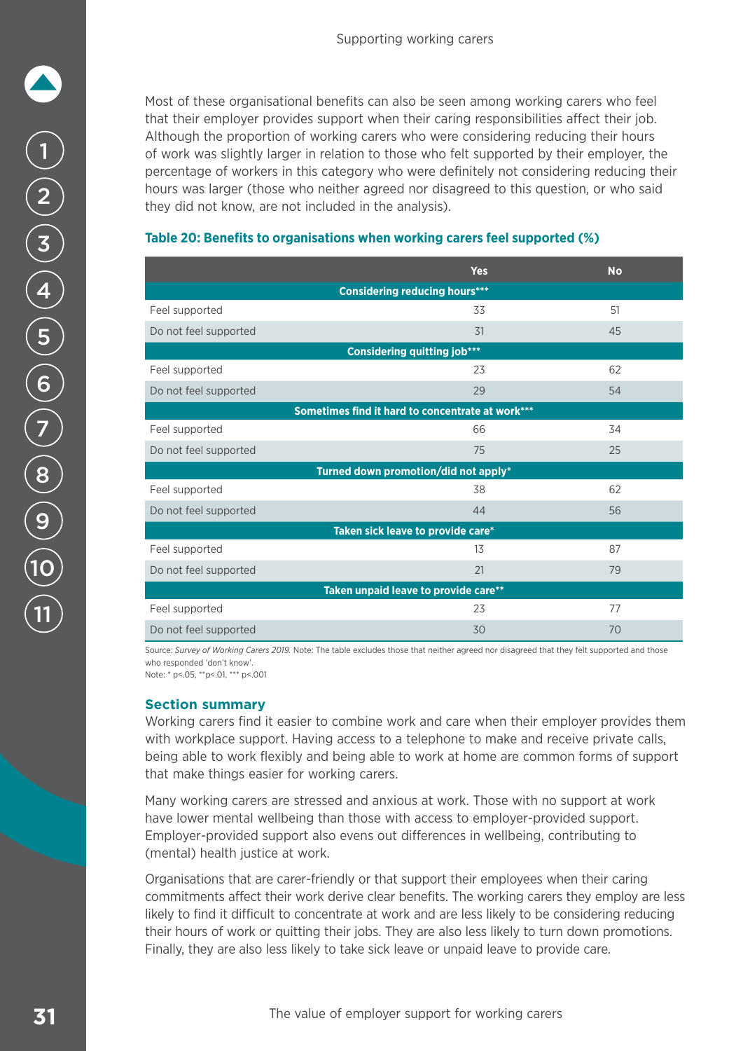Most of these organisational benefits can also be seen among working carers who feel that their employer provides support when their caring responsibilities affect their job. Although the proportion of working carers who were considering reducing their hours of work was slightly larger in relation to those who felt supported by their employer, the percentage of workers in this category who were definitely not considering reducing their hours was larger (those who neither agreed nor disagreed to this question, or who said they did not know, are not included in the analysis).

**Table 20: Benefits to organisations when working carers feel supported (%)**

| | Yes | No |
|---|---|---|
| **Considering reducing hours*** ** | | |
| Feel supported | 33 | 51 |
| Do not feel supported | 31 | 45 |
| **Considering quitting job*** ** | | |
| Feel supported | 23 | 62 |
| Do not feel supported | 29 | 54 |
| **Sometimes find it hard to concentrate at work*** ** | | |
| Feel supported | 66 | 34 |
| Do not feel supported | 75 | 25 |
| **Turned down promotion/did not apply* ** | | |
| Feel supported | 38 | 62 |
| Do not feel supported | 44 | 56 |
| **Taken sick leave to provide care* ** | | |
| Feel supported | 13 | 87 |
| Do not feel supported | 21 | 79 |
| **Taken unpaid leave to provide care** ** | | |
| Feel supported | 23 | 77 |
| Do not feel supported | 30 | 70 |

Source: *Survey of Working Carers 2019.* Note: The table excludes those that neither agreed nor disagreed that they felt supported and those who responded 'don't know'.
Note: * $p<.05$, ** $p<.01$, *** $p<.001$

## Section summary

Working carers find it easier to combine work and care when their employer provides them with workplace support. Having access to a telephone to make and receive private calls, being able to work flexibly and being able to work at home are common forms of support that make things easier for working carers.

Many working carers are stressed and anxious at work. Those with no support at work have lower mental wellbeing than those with access to employer-provided support. Employer-provided support also evens out differences in wellbeing, contributing to (mental) health justice at work.

Organisations that are carer-friendly or that support their employees when their caring commitments affect their work derive clear benefits. The working carers they employ are less likely to find it difficult to concentrate at work and are less likely to be considering reducing their hours of work or quitting their jobs. They are also less likely to turn down promotions. Finally, they are also less likely to take sick leave or unpaid leave to provide care.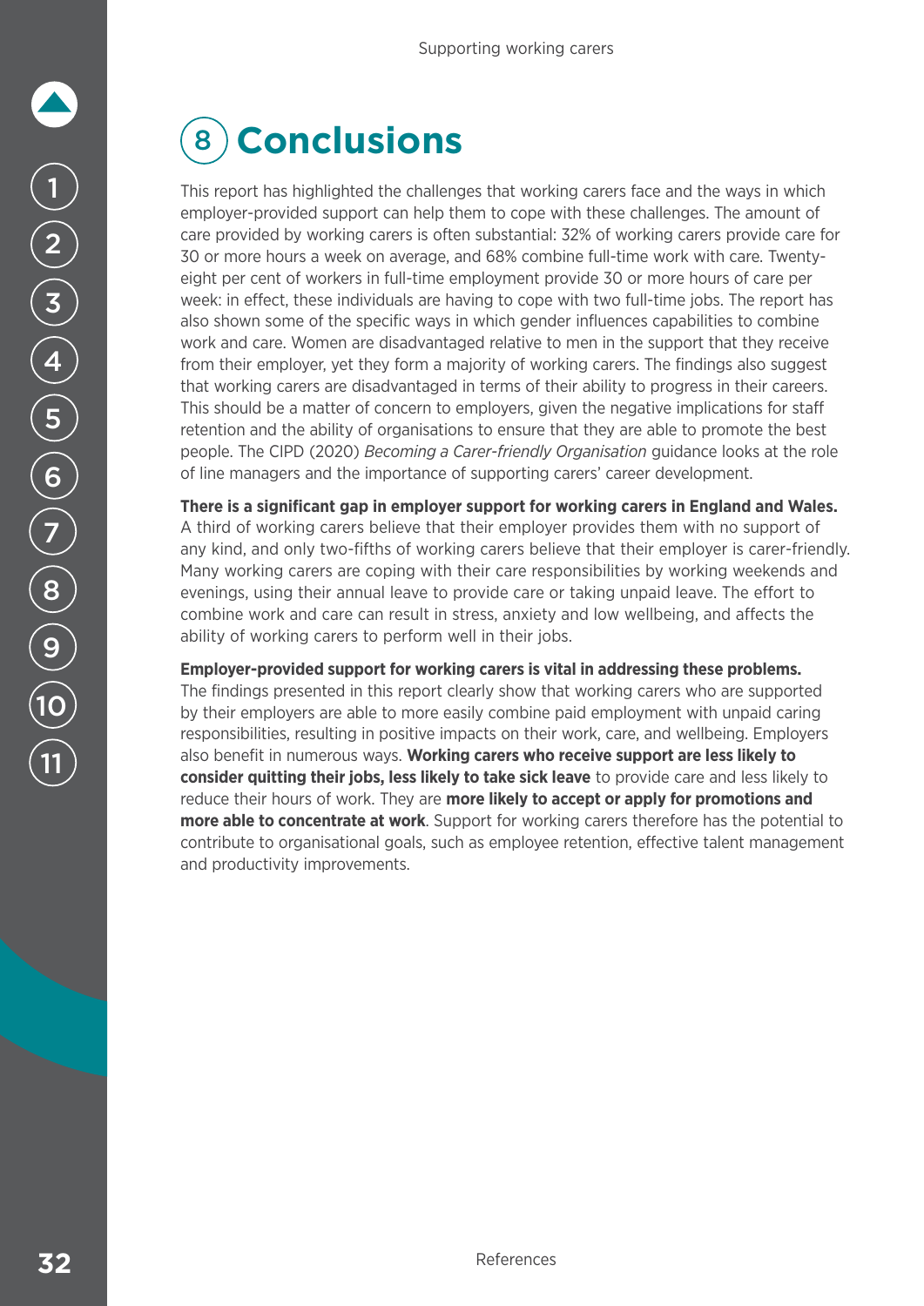# 8 Conclusions

This report has highlighted the challenges that working carers face and the ways in which employer-provided support can help them to cope with these challenges. The amount of care provided by working carers is often substantial: 32% of working carers provide care for 30 or more hours a week on average, and 68% combine full-time work with care. Twenty-eight per cent of workers in full-time employment provide 30 or more hours of care per week: in effect, these individuals are having to cope with two full-time jobs. The report has also shown some of the specific ways in which gender influences capabilities to combine work and care. Women are disadvantaged relative to men in the support that they receive from their employer, yet they form a majority of working carers. The findings also suggest that working carers are disadvantaged in terms of their ability to progress in their careers. This should be a matter of concern to employers, given the negative implications for staff retention and the ability of organisations to ensure that they are able to promote the best people. The CIPD (2020) *Becoming a Carer-friendly Organisation* guidance looks at the role of line managers and the importance of supporting carers' career development.

**There is a significant gap in employer support for working carers in England and Wales.** A third of working carers believe that their employer provides them with no support of any kind, and only two-fifths of working carers believe that their employer is carer-friendly. Many working carers are coping with their care responsibilities by working weekends and evenings, using their annual leave to provide care or taking unpaid leave. The effort to combine work and care can result in stress, anxiety and low wellbeing, and affects the ability of working carers to perform well in their jobs.

**Employer-provided support for working carers is vital in addressing these problems.** The findings presented in this report clearly show that working carers who are supported by their employers are able to more easily combine paid employment with unpaid caring responsibilities, resulting in positive impacts on their work, care, and wellbeing. Employers also benefit in numerous ways. **Working carers who receive support are less likely to consider quitting their jobs, less likely to take sick leave** to provide care and less likely to reduce their hours of work. They are **more likely to accept or apply for promotions and more able to concentrate at work**. Support for working carers therefore has the potential to contribute to organisational goals, such as employee retention, effective talent management and productivity improvements.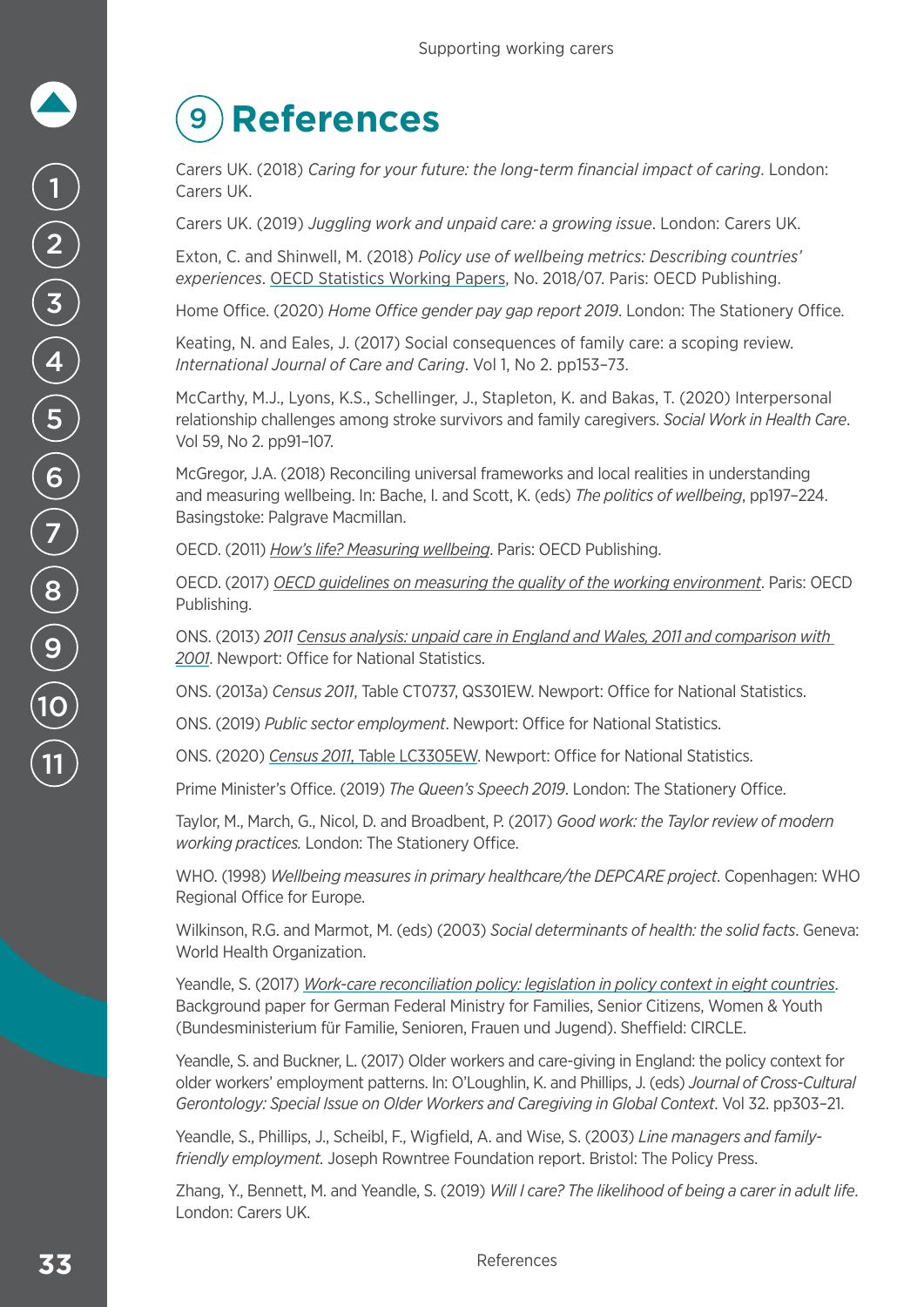# 9 References

Carers UK. (2018) *Caring for your future: the long-term financial impact of caring*. London: Carers UK.

Carers UK. (2019) *Juggling work and unpaid care: a growing issue*. London: Carers UK.

Exton, C. and Shinwell, M. (2018) *Policy use of wellbeing metrics: Describing countries' experiences*. OECD Statistics Working Papers, No. 2018/07. Paris: OECD Publishing.

Home Office. (2020) *Home Office gender pay gap report 2019*. London: The Stationery Office.

Keating, N. and Eales, J. (2017) Social consequences of family care: a scoping review. *International Journal of Care and Caring*. Vol 1, No 2. pp153–73.

McCarthy, M.J., Lyons, K.S., Schellinger, J., Stapleton, K. and Bakas, T. (2020) Interpersonal relationship challenges among stroke survivors and family caregivers. *Social Work in Health Care*. Vol 59, No 2. pp91–107.

McGregor, J.A. (2018) Reconciling universal frameworks and local realities in understanding and measuring wellbeing. In: Bache, I. and Scott, K. (eds) *The politics of wellbeing*, pp197–224. Basingstoke: Palgrave Macmillan.

OECD. (2011) *How's life? Measuring wellbeing*. Paris: OECD Publishing.

OECD. (2017) *OECD guidelines on measuring the quality of the working environment*. Paris: OECD Publishing.

ONS. (2013) *2011 Census analysis: unpaid care in England and Wales, 2011 and comparison with 2001*. Newport: Office for National Statistics.

ONS. (2013a) *Census 2011*, Table CT0737, QS301EW. Newport: Office for National Statistics.

ONS. (2019) *Public sector employment*. Newport: Office for National Statistics.

ONS. (2020) *Census 2011*, Table LC3305EW. Newport: Office for National Statistics.

Prime Minister's Office. (2019) *The Queen's Speech 2019*. London: The Stationery Office.

Taylor, M., March, G., Nicol, D. and Broadbent, P. (2017) *Good work: the Taylor review of modern working practices.* London: The Stationery Office.

WHO. (1998) *Wellbeing measures in primary healthcare/the DEPCARE project*. Copenhagen: WHO Regional Office for Europe.

Wilkinson, R.G. and Marmot, M. (eds) (2003) *Social determinants of health: the solid facts*. Geneva: World Health Organization.

Yeandle, S. (2017) *Work-care reconciliation policy: legislation in policy context in eight countries*. Background paper for German Federal Ministry for Families, Senior Citizens, Women & Youth (Bundesministerium für Familie, Senioren, Frauen und Jugend). Sheffield: CIRCLE.

Yeandle, S. and Buckner, L. (2017) Older workers and care-giving in England: the policy context for older workers' employment patterns. In: O'Loughlin, K. and Phillips, J. (eds) *Journal of Cross-Cultural Gerontology: Special Issue on Older Workers and Caregiving in Global Context*. Vol 32. pp303–21.

Yeandle, S., Phillips, J., Scheibl, F., Wigfield, A. and Wise, S. (2003) *Line managers and family-friendly employment.* Joseph Rowntree Foundation report. Bristol: The Policy Press.

Zhang, Y., Bennett, M. and Yeandle, S. (2019) *Will I care? The likelihood of being a carer in adult life*. London: Carers UK.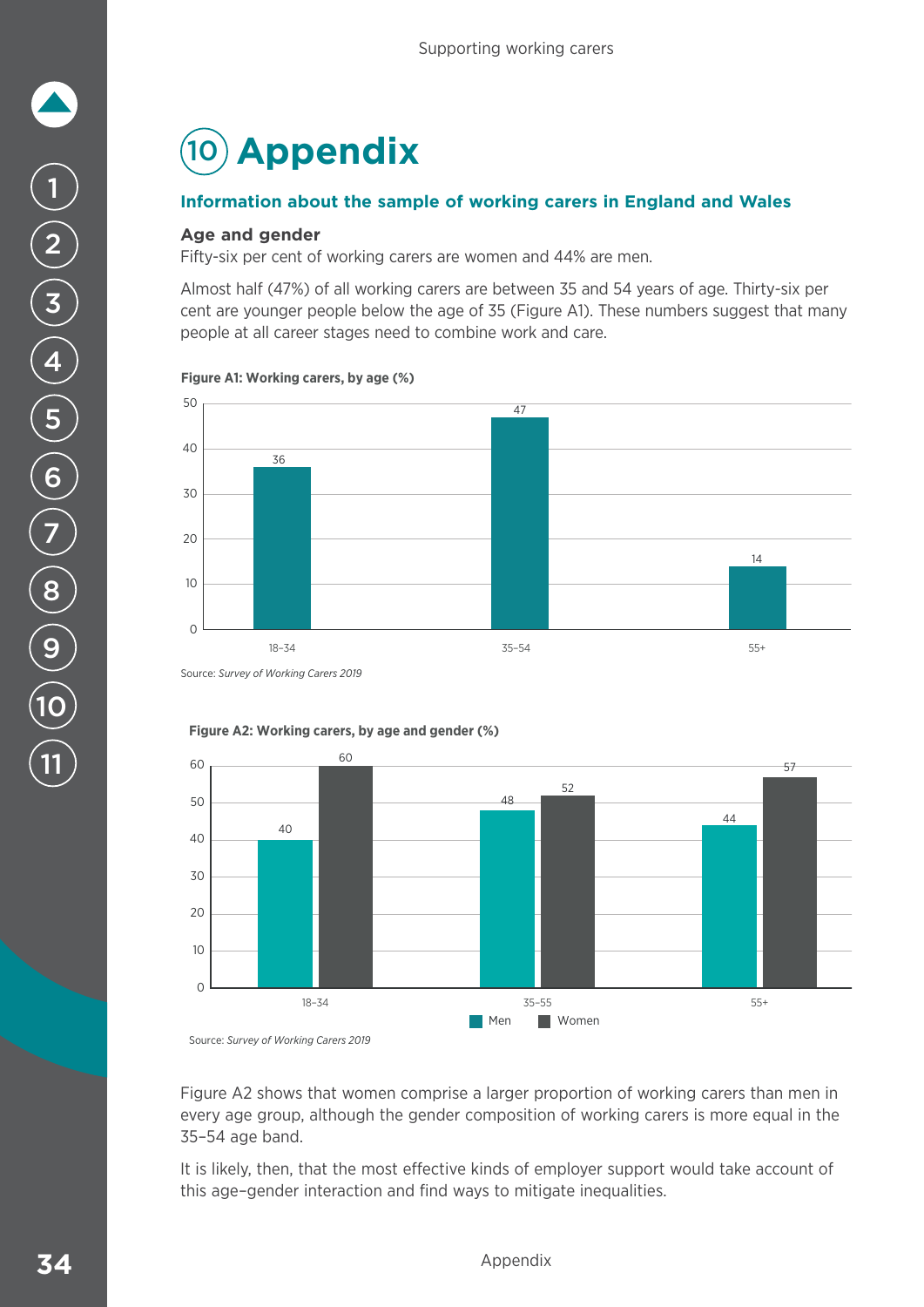# 10 Appendix

## Information about the sample of working carers in England and Wales

### Age and gender

Fifty-six per cent of working carers are women and 44% are men.

Almost half (47%) of all working carers are between 35 and 54 years of age. Thirty-six per cent are younger people below the age of 35 (Figure A1). These numbers suggest that many people at all career stages need to combine work and care.

**Figure A1: Working carers, by age (%)**

| Age | % |
|---|---|
| 18–34 | 36 |
| 35–54 | 47 |
| 55+ | 14 |

Source: *Survey of Working Carers 2019*

**Figure A2: Working carers, by age and gender (%)**

| Age | Men | Women |
|---|---|---|
| 18–34 | 40 | 60 |
| 35–55 | 48 | 52 |
| 55+ | 44 | 57 |

Source: *Survey of Working Carers 2019*

Figure A2 shows that women comprise a larger proportion of working carers than men in every age group, although the gender composition of working carers is more equal in the 35–54 age band.

It is likely, then, that the most effective kinds of employer support would take account of this age–gender interaction and find ways to mitigate inequalities.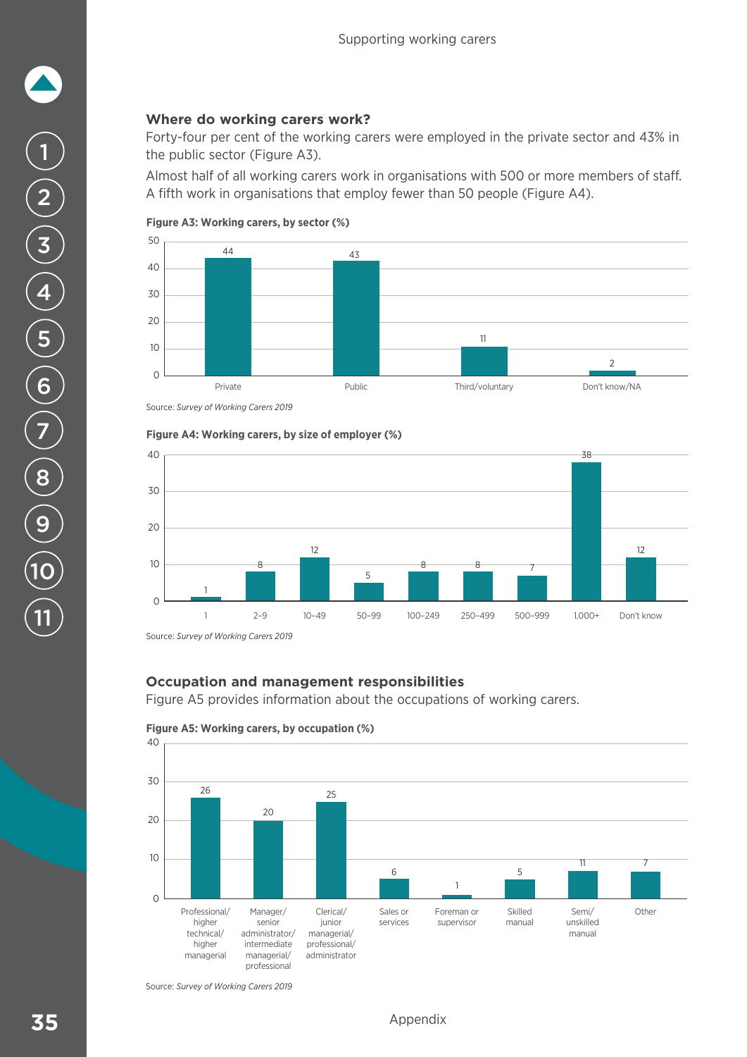## Where do working carers work?

Forty-four per cent of the working carers were employed in the private sector and 43% in the public sector (Figure A3).

Almost half of all working carers work in organisations with 500 or more members of staff. A fifth work in organisations that employ fewer than 50 people (Figure A4).

**Figure A3: Working carers, by sector (%)**

| Sector | % |
|---|---|
| Private | 44 |
| Public | 43 |
| Third/voluntary | 11 |
| Don't know/NA | 2 |

Source: *Survey of Working Carers 2019*

**Figure A4: Working carers, by size of employer (%)**

| Size of employer | % |
|---|---|
| 1 | 1 |
| 2–9 | 8 |
| 10–49 | 12 |
| 50–99 | 5 |
| 100–249 | 8 |
| 250–499 | 8 |
| 500–999 | 7 |
| 1,000+ | 38 |
| Don't know | 12 |

Source: *Survey of Working Carers 2019*

## Occupation and management responsibilities

Figure A5 provides information about the occupations of working carers.

**Figure A5: Working carers, by occupation (%)**

| Occupation | % |
|---|---|
| Professional/ higher technical/ higher managerial | 26 |
| Manager/ senior administrator/ intermediate managerial/ professional | 20 |
| Clerical/ junior managerial/ professional/ administrator | 25 |
| Sales or services | 6 |
| Foreman or supervisor | 1 |
| Skilled manual | 5 |
| Semi/ unskilled manual | 11 |
| Other | 7 |

Source: *Survey of Working Carers 2019*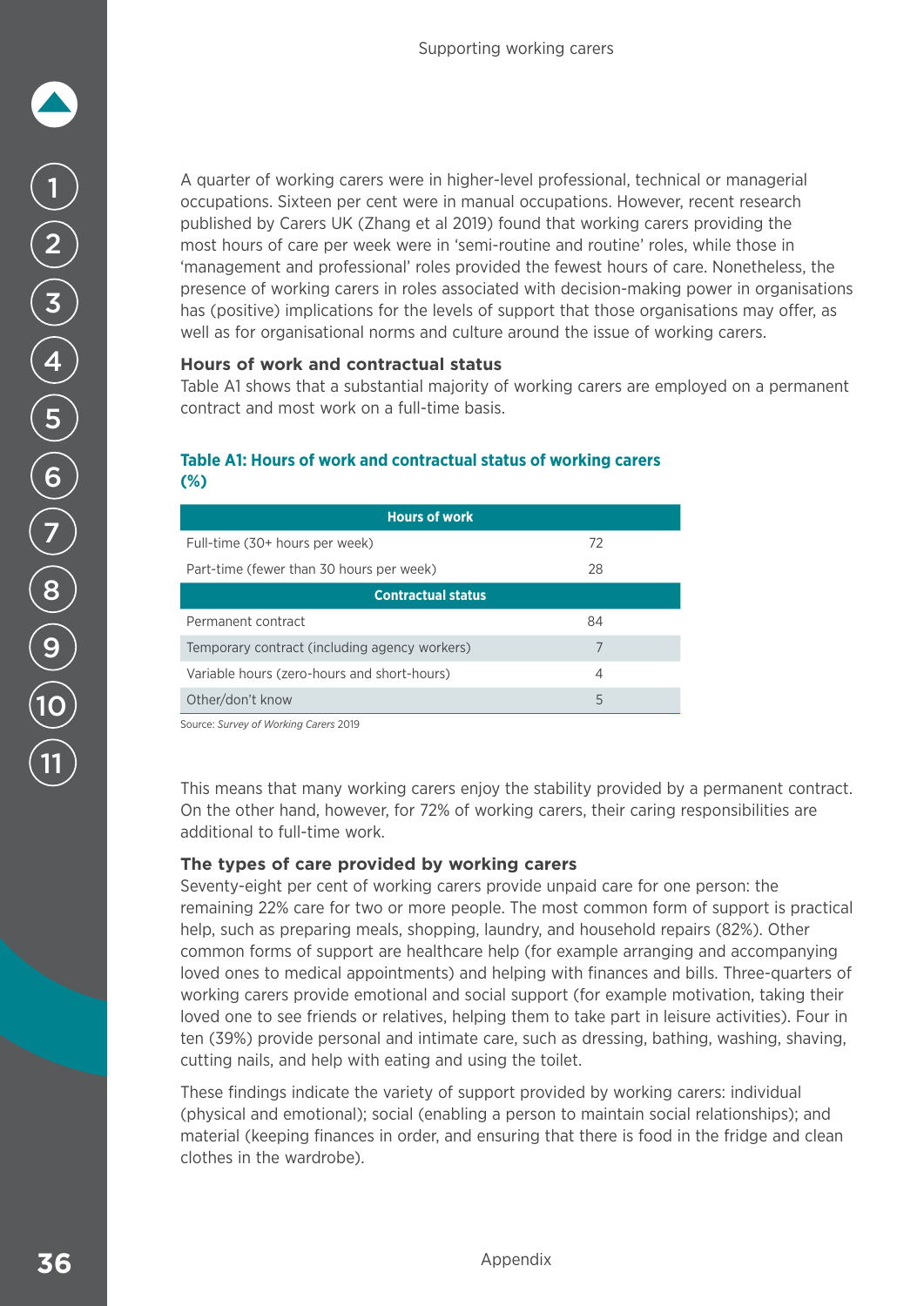A quarter of working carers were in higher-level professional, technical or managerial occupations. Sixteen per cent were in manual occupations. However, recent research published by Carers UK (Zhang et al 2019) found that working carers providing the most hours of care per week were in 'semi-routine and routine' roles, while those in 'management and professional' roles provided the fewest hours of care. Nonetheless, the presence of working carers in roles associated with decision-making power in organisations has (positive) implications for the levels of support that those organisations may offer, as well as for organisational norms and culture around the issue of working carers.

### Hours of work and contractual status

Table A1 shows that a substantial majority of working carers are employed on a permanent contract and most work on a full-time basis.

**Table A1: Hours of work and contractual status of working carers (%)**

| Hours of work | |
|---|---|
| Full-time (30+ hours per week) | 72 |
| Part-time (fewer than 30 hours per week) | 28 |
| **Contractual status** | |
| Permanent contract | 84 |
| Temporary contract (including agency workers) | 7 |
| Variable hours (zero-hours and short-hours) | 4 |
| Other/don't know | 5 |

Source: *Survey of Working Carers* 2019

This means that many working carers enjoy the stability provided by a permanent contract. On the other hand, however, for 72% of working carers, their caring responsibilities are additional to full-time work.

### The types of care provided by working carers

Seventy-eight per cent of working carers provide unpaid care for one person: the remaining 22% care for two or more people. The most common form of support is practical help, such as preparing meals, shopping, laundry, and household repairs (82%). Other common forms of support are healthcare help (for example arranging and accompanying loved ones to medical appointments) and helping with finances and bills. Three-quarters of working carers provide emotional and social support (for example motivation, taking their loved one to see friends or relatives, helping them to take part in leisure activities). Four in ten (39%) provide personal and intimate care, such as dressing, bathing, washing, shaving, cutting nails, and help with eating and using the toilet.

These findings indicate the variety of support provided by working carers: individual (physical and emotional); social (enabling a person to maintain social relationships); and material (keeping finances in order, and ensuring that there is food in the fridge and clean clothes in the wardrobe).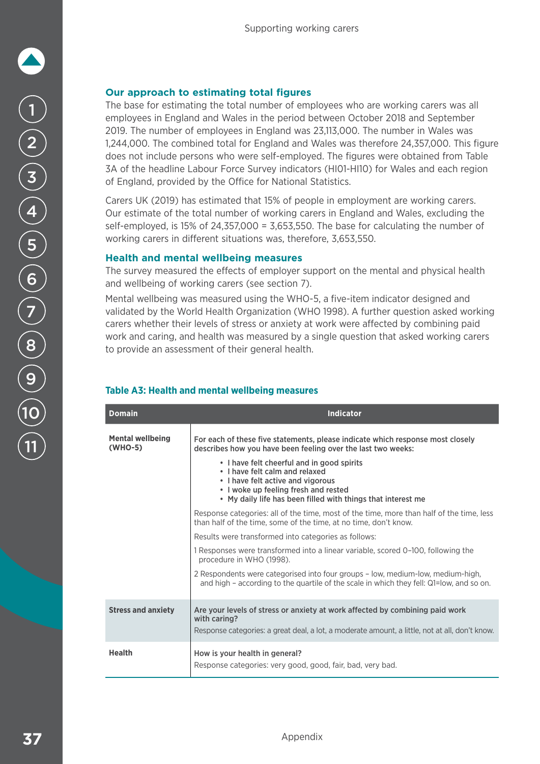### Our approach to estimating total figures

The base for estimating the total number of employees who are working carers was all employees in England and Wales in the period between October 2018 and September 2019. The number of employees in England was 23,113,000. The number in Wales was 1,244,000. The combined total for England and Wales was therefore 24,357,000. This figure does not include persons who were self-employed. The figures were obtained from Table 3A of the headline Labour Force Survey indicators (HI01-HI10) for Wales and each region of England, provided by the Office for National Statistics.

Carers UK (2019) has estimated that 15% of people in employment are working carers. Our estimate of the total number of working carers in England and Wales, excluding the self-employed, is 15% of 24,357,000 = 3,653,550. The base for calculating the number of working carers in different situations was, therefore, 3,653,550.

### Health and mental wellbeing measures

The survey measured the effects of employer support on the mental and physical health and wellbeing of working carers (see section 7).

Mental wellbeing was measured using the WHO-5, a five-item indicator designed and validated by the World Health Organization (WHO 1998). A further question asked working carers whether their levels of stress or anxiety at work were affected by combining paid work and caring, and health was measured by a single question that asked working carers to provide an assessment of their general health.

**Table A3: Health and mental wellbeing measures**

| Domain | Indicator |
|---|---|
| **Mental wellbeing (WHO-5)** | **For each of these five statements, please indicate which response most closely describes how you have been feeling over the last two weeks:**<br>• **I have felt cheerful and in good spirits**<br>• **I have felt calm and relaxed**<br>• **I have felt active and vigorous**<br>• **I woke up feeling fresh and rested**<br>• **My daily life has been filled with things that interest me**<br>Response categories: all of the time, most of the time, more than half of the time, less than half of the time, some of the time, at no time, don't know.<br>Results were transformed into categories as follows:<br>1 Responses were transformed into a linear variable, scored 0–100, following the procedure in WHO (1998).<br>2 Respondents were categorised into four groups – low, medium-low, medium-high, and high – according to the quartile of the scale in which they fell: Q1=low, and so on. |
| **Stress and anxiety** | **Are your levels of stress or anxiety at work affected by combining paid work with caring?**<br>Response categories: a great deal, a lot, a moderate amount, a little, not at all, don't know. |
| **Health** | **How is your health in general?**<br>Response categories: very good, good, fair, bad, very bad. |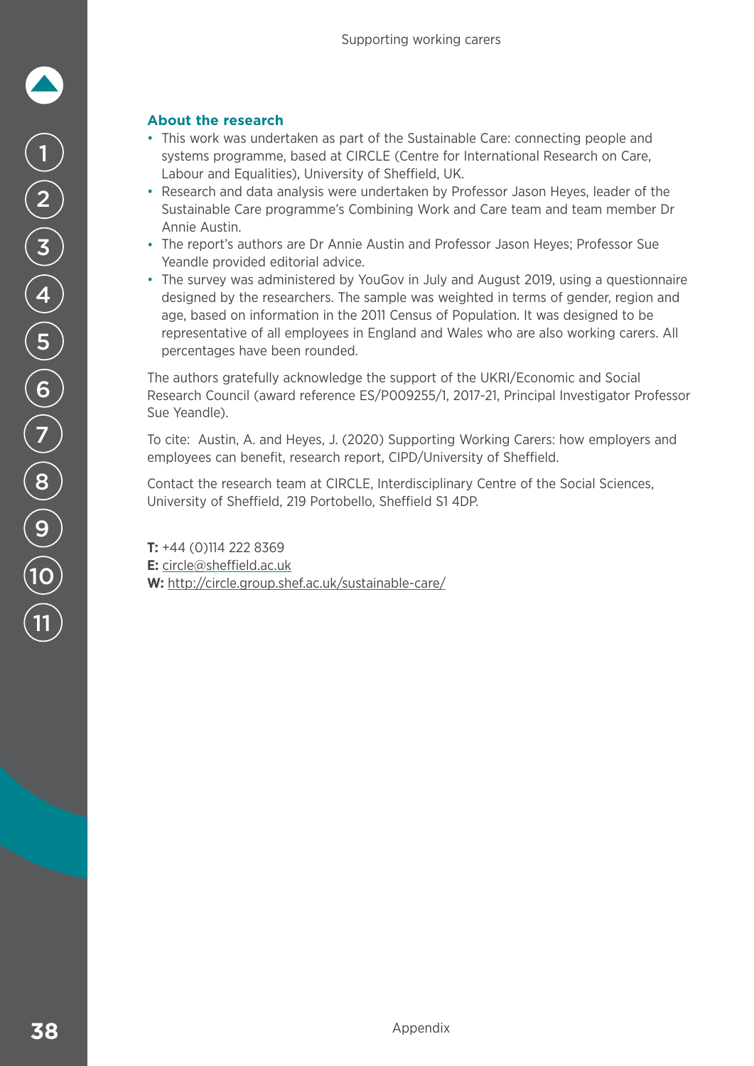### About the research

- This work was undertaken as part of the Sustainable Care: connecting people and systems programme, based at CIRCLE (Centre for International Research on Care, Labour and Equalities), University of Sheffield, UK.
- Research and data analysis were undertaken by Professor Jason Heyes, leader of the Sustainable Care programme's Combining Work and Care team and team member Dr Annie Austin.
- The report's authors are Dr Annie Austin and Professor Jason Heyes; Professor Sue Yeandle provided editorial advice.
- The survey was administered by YouGov in July and August 2019, using a questionnaire designed by the researchers. The sample was weighted in terms of gender, region and age, based on information in the 2011 Census of Population. It was designed to be representative of all employees in England and Wales who are also working carers. All percentages have been rounded.

The authors gratefully acknowledge the support of the UKRI/Economic and Social Research Council (award reference ES/P009255/1, 2017-21, Principal Investigator Professor Sue Yeandle).

To cite: Austin, A. and Heyes, J. (2020) Supporting Working Carers: how employers and employees can benefit, research report, CIPD/University of Sheffield.

Contact the research team at CIRCLE, Interdisciplinary Centre of the Social Sciences, University of Sheffield, 219 Portobello, Sheffield S1 4DP.

**T:** +44 (0)114 222 8369
**E:** circle@sheffield.ac.uk
**W:** http://circle.group.shef.ac.uk/sustainable-care/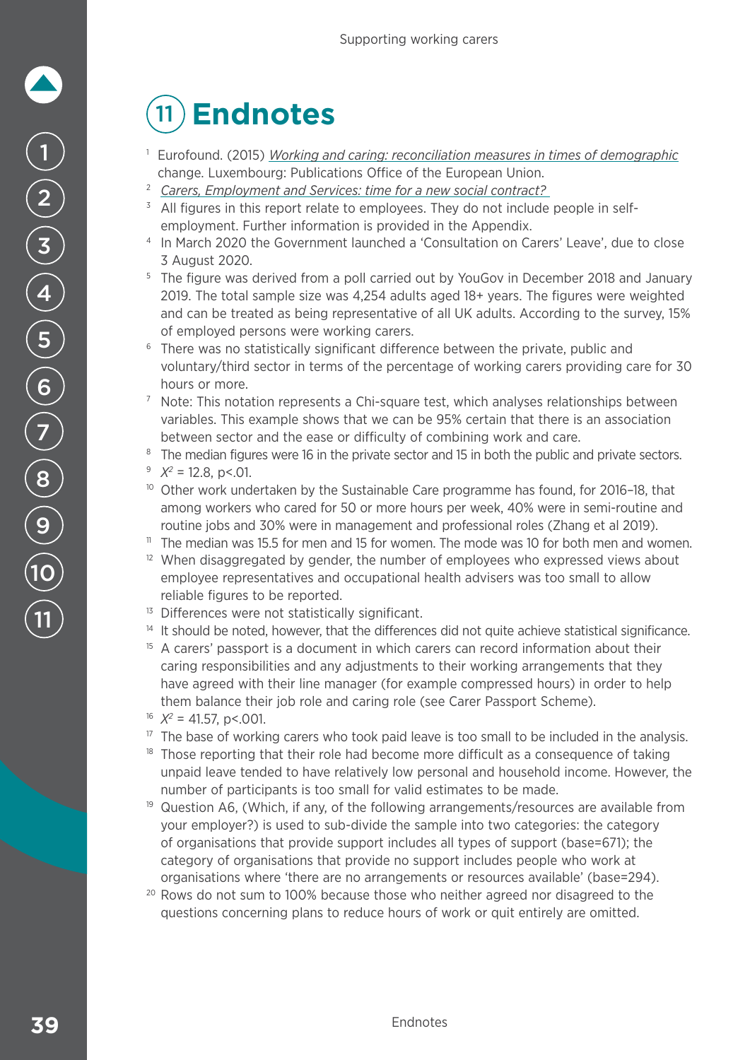# 11 Endnotes

1. Eurofound. (2015) *Working and caring: reconciliation measures in times of demographic* change. Luxembourg: Publications Office of the European Union.
2. *Carers, Employment and Services: time for a new social contract?*
3. All figures in this report relate to employees. They do not include people in self-employment. Further information is provided in the Appendix.
4. In March 2020 the Government launched a 'Consultation on Carers' Leave', due to close 3 August 2020.
5. The figure was derived from a poll carried out by YouGov in December 2018 and January 2019. The total sample size was 4,254 adults aged 18+ years. The figures were weighted and can be treated as being representative of all UK adults. According to the survey, 15% of employed persons were working carers.
6. There was no statistically significant difference between the private, public and voluntary/third sector in terms of the percentage of working carers providing care for 30 hours or more.
7. Note: This notation represents a Chi-square test, which analyses relationships between variables. This example shows that we can be 95% certain that there is an association between sector and the ease or difficulty of combining work and care.
8. The median figures were 16 in the private sector and 15 in both the public and private sectors.
9. $X^2 = 12.8$, $p<.01$.
10. Other work undertaken by the Sustainable Care programme has found, for 2016–18, that among workers who cared for 50 or more hours per week, 40% were in semi-routine and routine jobs and 30% were in management and professional roles (Zhang et al 2019).
11. The median was 15.5 for men and 15 for women. The mode was 10 for both men and women.
12. When disaggregated by gender, the number of employees who expressed views about employee representatives and occupational health advisers was too small to allow reliable figures to be reported.
13. Differences were not statistically significant.
14. It should be noted, however, that the differences did not quite achieve statistical significance.
15. A carers' passport is a document in which carers can record information about their caring responsibilities and any adjustments to their working arrangements that they have agreed with their line manager (for example compressed hours) in order to help them balance their job role and caring role (see Carer Passport Scheme).
16. $X^2 = 41.57$, $p<.001$.
17. The base of working carers who took paid leave is too small to be included in the analysis.
18. Those reporting that their role had become more difficult as a consequence of taking unpaid leave tended to have relatively low personal and household income. However, the number of participants is too small for valid estimates to be made.
19. Question A6, (Which, if any, of the following arrangements/resources are available from your employer?) is used to sub-divide the sample into two categories: the category of organisations that provide support includes all types of support (base=671); the category of organisations that provide no support includes people who work at organisations where 'there are no arrangements or resources available' (base=294).
20. Rows do not sum to 100% because those who neither agreed nor disagreed to the questions concerning plans to reduce hours of work or quit entirely are omitted.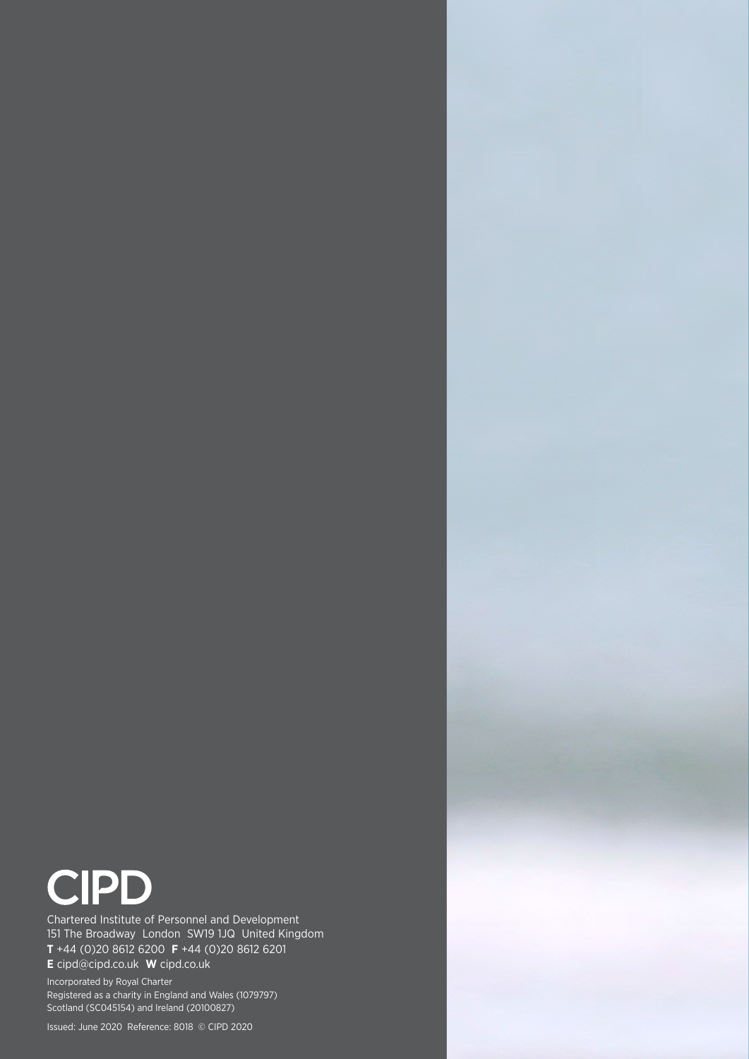# CIPD

Chartered Institute of Personnel and Development
151 The Broadway London SW19 1JQ United Kingdom
**T** +44 (0)20 8612 6200 **F** +44 (0)20 8612 6201
**E** cipd@cipd.co.uk **W** cipd.co.uk

Incorporated by Royal Charter
Registered as a charity in England and Wales (1079797)
Scotland (SC045154) and Ireland (20100827)

Issued: June 2020 Reference: 8018 © CIPD 2020